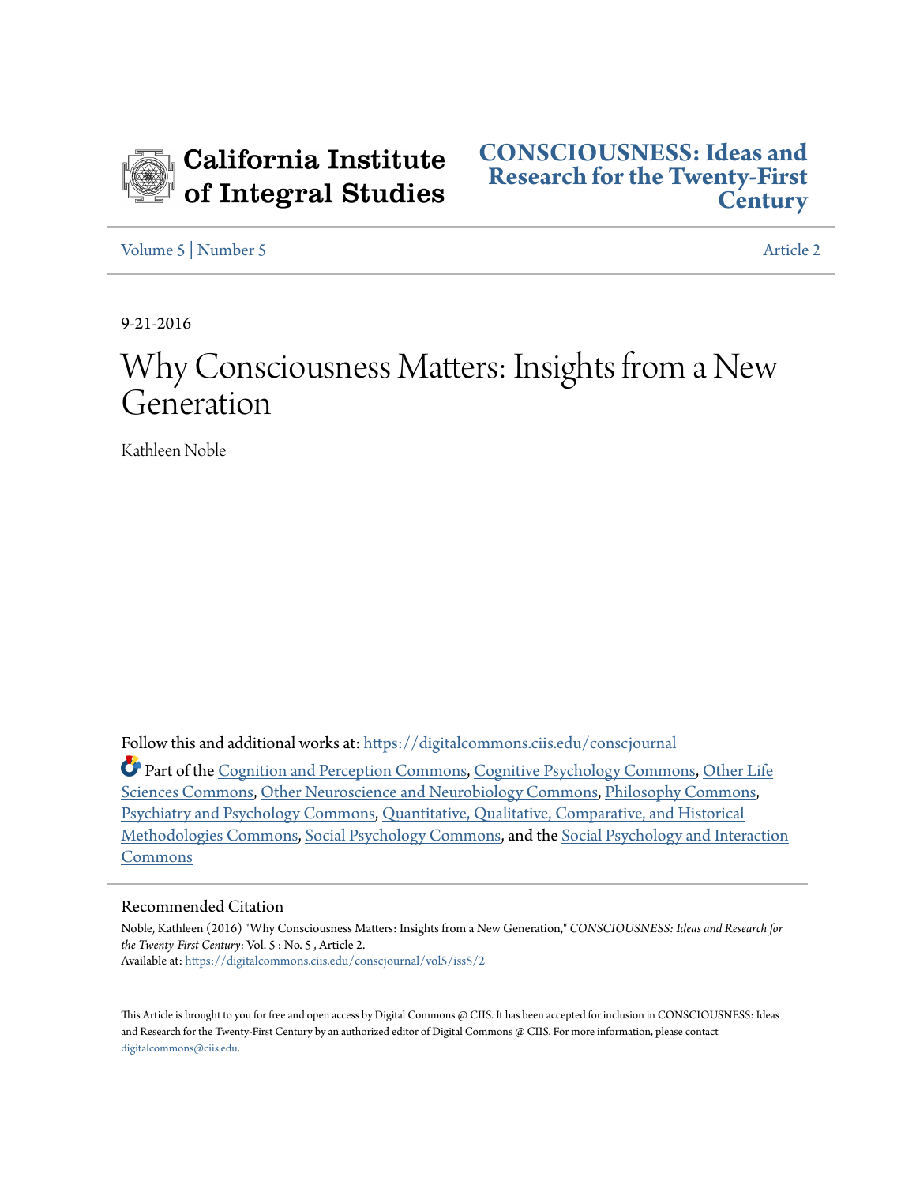California Institute of Integral Studies

**CONSCIOUSNESS: Ideas and Research for the Twenty-First Century**

Volume 5 | Number 5 — Article 2

9-21-2016

# Why Consciousness Matters: Insights from a New Generation

Kathleen Noble

Follow this and additional works at: https://digitalcommons.ciis.edu/conscjournal

Part of the Cognition and Perception Commons, Cognitive Psychology Commons, Other Life Sciences Commons, Other Neuroscience and Neurobiology Commons, Philosophy Commons, Psychiatry and Psychology Commons, Quantitative, Qualitative, Comparative, and Historical Methodologies Commons, Social Psychology Commons, and the Social Psychology and Interaction Commons

## Recommended Citation

Noble, Kathleen (2016) "Why Consciousness Matters: Insights from a New Generation," *CONSCIOUSNESS: Ideas and Research for the Twenty-First Century*: Vol. 5 : No. 5 , Article 2.
Available at: https://digitalcommons.ciis.edu/conscjournal/vol5/iss5/2

This Article is brought to you for free and open access by Digital Commons @ CIIS. It has been accepted for inclusion in CONSCIOUSNESS: Ideas and Research for the Twenty-First Century by an authorized editor of Digital Commons @ CIIS. For more information, please contact digitalcommons@ciis.edu.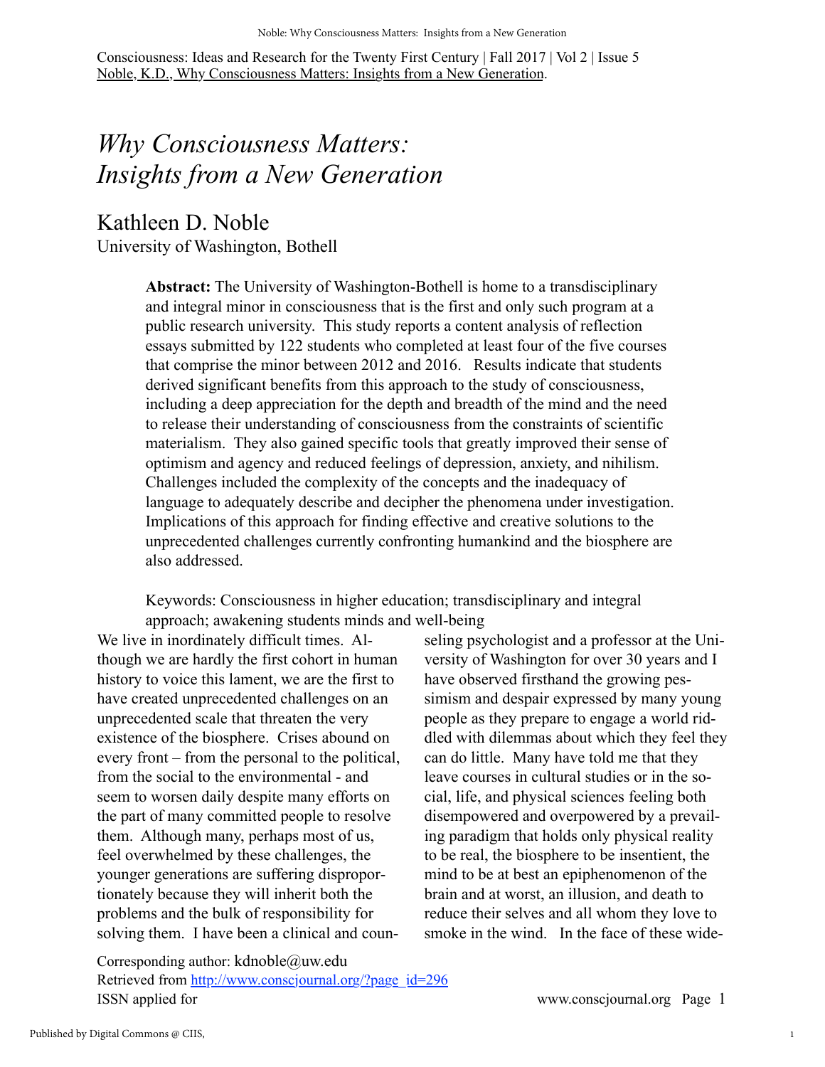# *Why Consciousness Matters: Insights from a New Generation*

Kathleen D. Noble
University of Washington, Bothell

**Abstract:** The University of Washington-Bothell is home to a transdisciplinary and integral minor in consciousness that is the first and only such program at a public research university. This study reports a content analysis of reflection essays submitted by 122 students who completed at least four of the five courses that comprise the minor between 2012 and 2016. Results indicate that students derived significant benefits from this approach to the study of consciousness, including a deep appreciation for the depth and breadth of the mind and the need to release their understanding of consciousness from the constraints of scientific materialism. They also gained specific tools that greatly improved their sense of optimism and agency and reduced feelings of depression, anxiety, and nihilism. Challenges included the complexity of the concepts and the inadequacy of language to adequately describe and decipher the phenomena under investigation. Implications of this approach for finding effective and creative solutions to the unprecedented challenges currently confronting humankind and the biosphere are also addressed.

Keywords: Consciousness in higher education; transdisciplinary and integral approach; awakening students minds and well-being

We live in inordinately difficult times. Although we are hardly the first cohort in human history to voice this lament, we are the first to have created unprecedented challenges on an unprecedented scale that threaten the very existence of the biosphere. Crises abound on every front – from the personal to the political, from the social to the environmental - and seem to worsen daily despite many efforts on the part of many committed people to resolve them. Although many, perhaps most of us, feel overwhelmed by these challenges, the younger generations are suffering disproportionately because they will inherit both the problems and the bulk of responsibility for solving them. I have been a clinical and counseling psychologist and a professor at the University of Washington for over 30 years and I have observed firsthand the growing pessimism and despair expressed by many young people as they prepare to engage a world riddled with dilemmas about which they feel they can do little. Many have told me that they leave courses in cultural studies or in the social, life, and physical sciences feeling both disempowered and overpowered by a prevailing paradigm that holds only physical reality to be real, the biosphere to be insentient, the mind to be at best an epiphenomenon of the brain and at worst, an illusion, and death to reduce their selves and all whom they love to smoke in the wind. In the face of these wide-

Corresponding author: kdnoble@uw.edu
Retrieved from http://www.conscjournal.org/?page_id=296
ISSN applied for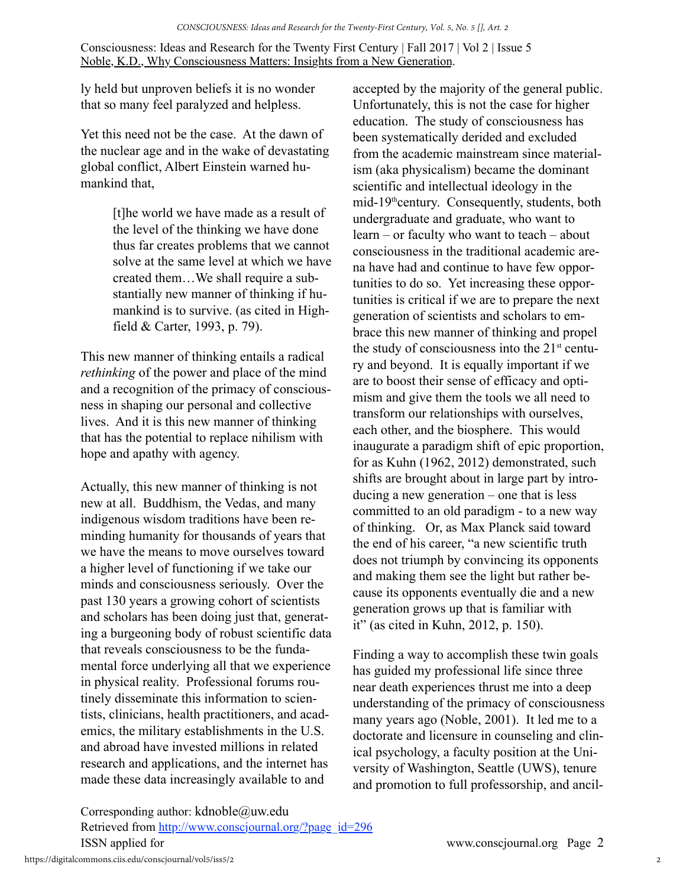ly held but unproven beliefs it is no wonder that so many feel paralyzed and helpless.

Yet this need not be the case. At the dawn of the nuclear age and in the wake of devastating global conflict, Albert Einstein warned humankind that,

> [t]he world we have made as a result of the level of the thinking we have done thus far creates problems that we cannot solve at the same level at which we have created them…We shall require a substantially new manner of thinking if humankind is to survive. (as cited in Highfield & Carter, 1993, p. 79).

This new manner of thinking entails a radical *rethinking* of the power and place of the mind and a recognition of the primacy of consciousness in shaping our personal and collective lives. And it is this new manner of thinking that has the potential to replace nihilism with hope and apathy with agency.

Actually, this new manner of thinking is not new at all. Buddhism, the Vedas, and many indigenous wisdom traditions have been reminding humanity for thousands of years that we have the means to move ourselves toward a higher level of functioning if we take our minds and consciousness seriously. Over the past 130 years a growing cohort of scientists and scholars has been doing just that, generating a burgeoning body of robust scientific data that reveals consciousness to be the fundamental force underlying all that we experience in physical reality. Professional forums routinely disseminate this information to scientists, clinicians, health practitioners, and academics, the military establishments in the U.S. and abroad have invested millions in related research and applications, and the internet has made these data increasingly available to and accepted by the majority of the general public. Unfortunately, this is not the case for higher education. The study of consciousness has been systematically derided and excluded from the academic mainstream since materialism (aka physicalism) became the dominant scientific and intellectual ideology in the mid-19th century. Consequently, students, both undergraduate and graduate, who want to learn – or faculty who want to teach – about consciousness in the traditional academic arena have had and continue to have few opportunities to do so. Yet increasing these opportunities is critical if we are to prepare the next generation of scientists and scholars to embrace this new manner of thinking and propel the study of consciousness into the 21st century and beyond. It is equally important if we are to boost their sense of efficacy and optimism and give them the tools we all need to transform our relationships with ourselves, each other, and the biosphere. This would inaugurate a paradigm shift of epic proportion, for as Kuhn (1962, 2012) demonstrated, such shifts are brought about in large part by introducing a new generation – one that is less committed to an old paradigm - to a new way of thinking. Or, as Max Planck said toward the end of his career, "a new scientific truth does not triumph by convincing its opponents and making them see the light but rather because its opponents eventually die and a new generation grows up that is familiar with it" (as cited in Kuhn, 2012, p. 150).

Finding a way to accomplish these twin goals has guided my professional life since three near death experiences thrust me into a deep understanding of the primacy of consciousness many years ago (Noble, 2001). It led me to a doctorate and licensure in counseling and clinical psychology, a faculty position at the University of Washington, Seattle (UWS), tenure and promotion to full professorship, and ancil-

Corresponding author: kdnoble@uw.edu
Retrieved from http://www.conscjournal.org/?page_id=296
ISSN applied for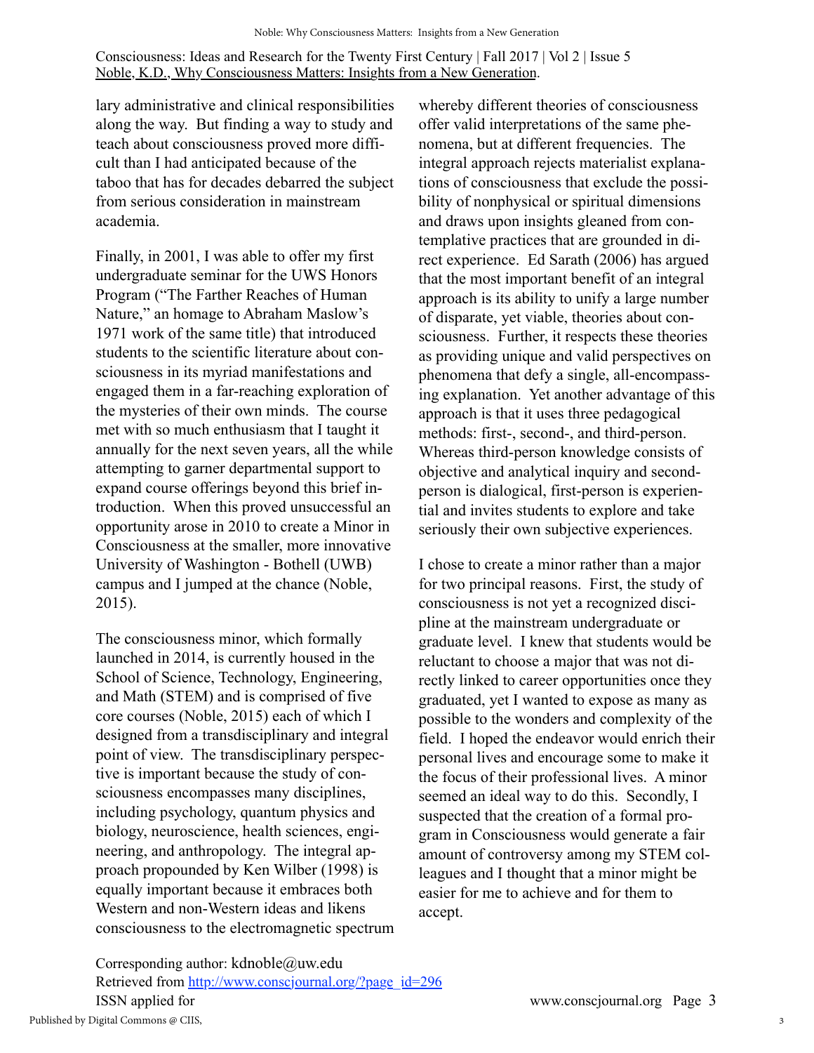lary administrative and clinical responsibilities along the way. But finding a way to study and teach about consciousness proved more difficult than I had anticipated because of the taboo that has for decades debarred the subject from serious consideration in mainstream academia.

Finally, in 2001, I was able to offer my first undergraduate seminar for the UWS Honors Program ("The Farther Reaches of Human Nature," an homage to Abraham Maslow's 1971 work of the same title) that introduced students to the scientific literature about consciousness in its myriad manifestations and engaged them in a far-reaching exploration of the mysteries of their own minds. The course met with so much enthusiasm that I taught it annually for the next seven years, all the while attempting to garner departmental support to expand course offerings beyond this brief introduction. When this proved unsuccessful an opportunity arose in 2010 to create a Minor in Consciousness at the smaller, more innovative University of Washington - Bothell (UWB) campus and I jumped at the chance (Noble, 2015).

The consciousness minor, which formally launched in 2014, is currently housed in the School of Science, Technology, Engineering, and Math (STEM) and is comprised of five core courses (Noble, 2015) each of which I designed from a transdisciplinary and integral point of view. The transdisciplinary perspective is important because the study of consciousness encompasses many disciplines, including psychology, quantum physics and biology, neuroscience, health sciences, engineering, and anthropology. The integral approach propounded by Ken Wilber (1998) is equally important because it embraces both Western and non-Western ideas and likens consciousness to the electromagnetic spectrum whereby different theories of consciousness offer valid interpretations of the same phenomena, but at different frequencies. The integral approach rejects materialist explanations of consciousness that exclude the possibility of nonphysical or spiritual dimensions and draws upon insights gleaned from contemplative practices that are grounded in direct experience. Ed Sarath (2006) has argued that the most important benefit of an integral approach is its ability to unify a large number of disparate, yet viable, theories about consciousness. Further, it respects these theories as providing unique and valid perspectives on phenomena that defy a single, all-encompassing explanation. Yet another advantage of this approach is that it uses three pedagogical methods: first-, second-, and third-person. Whereas third-person knowledge consists of objective and analytical inquiry and second-person is dialogical, first-person is experiential and invites students to explore and take seriously their own subjective experiences.

I chose to create a minor rather than a major for two principal reasons. First, the study of consciousness is not yet a recognized discipline at the mainstream undergraduate or graduate level. I knew that students would be reluctant to choose a major that was not directly linked to career opportunities once they graduated, yet I wanted to expose as many as possible to the wonders and complexity of the field. I hoped the endeavor would enrich their personal lives and encourage some to make it the focus of their professional lives. A minor seemed an ideal way to do this. Secondly, I suspected that the creation of a formal program in Consciousness would generate a fair amount of controversy among my STEM colleagues and I thought that a minor might be easier for me to achieve and for them to accept.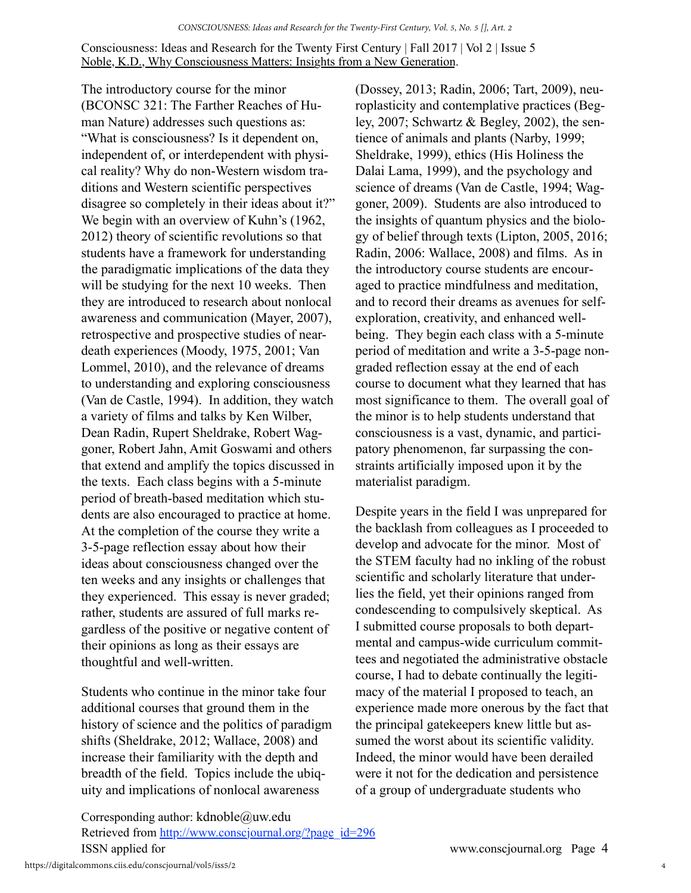The introductory course for the minor (BCONSC 321: The Farther Reaches of Human Nature) addresses such questions as: "What is consciousness? Is it dependent on, independent of, or interdependent with physical reality? Why do non-Western wisdom traditions and Western scientific perspectives disagree so completely in their ideas about it?" We begin with an overview of Kuhn's (1962, 2012) theory of scientific revolutions so that students have a framework for understanding the paradigmatic implications of the data they will be studying for the next 10 weeks. Then they are introduced to research about nonlocal awareness and communication (Mayer, 2007), retrospective and prospective studies of near-death experiences (Moody, 1975, 2001; Van Lommel, 2010), and the relevance of dreams to understanding and exploring consciousness (Van de Castle, 1994). In addition, they watch a variety of films and talks by Ken Wilber, Dean Radin, Rupert Sheldrake, Robert Waggoner, Robert Jahn, Amit Goswami and others that extend and amplify the topics discussed in the texts. Each class begins with a 5-minute period of breath-based meditation which students are also encouraged to practice at home. At the completion of the course they write a 3-5-page reflection essay about how their ideas about consciousness changed over the ten weeks and any insights or challenges that they experienced. This essay is never graded; rather, students are assured of full marks regardless of the positive or negative content of their opinions as long as their essays are thoughtful and well-written.

Students who continue in the minor take four additional courses that ground them in the history of science and the politics of paradigm shifts (Sheldrake, 2012; Wallace, 2008) and increase their familiarity with the depth and breadth of the field. Topics include the ubiquity and implications of nonlocal awareness (Dossey, 2013; Radin, 2006; Tart, 2009), neuroplasticity and contemplative practices (Begley, 2007; Schwartz & Begley, 2002), the sentience of animals and plants (Narby, 1999; Sheldrake, 1999), ethics (His Holiness the Dalai Lama, 1999), and the psychology and science of dreams (Van de Castle, 1994; Waggoner, 2009). Students are also introduced to the insights of quantum physics and the biology of belief through texts (Lipton, 2005, 2016; Radin, 2006: Wallace, 2008) and films. As in the introductory course students are encouraged to practice mindfulness and meditation, and to record their dreams as avenues for self-exploration, creativity, and enhanced well-being. They begin each class with a 5-minute period of meditation and write a 3-5-page non-graded reflection essay at the end of each course to document what they learned that has most significance to them. The overall goal of the minor is to help students understand that consciousness is a vast, dynamic, and participatory phenomenon, far surpassing the constraints artificially imposed upon it by the materialist paradigm.

Despite years in the field I was unprepared for the backlash from colleagues as I proceeded to develop and advocate for the minor. Most of the STEM faculty had no inkling of the robust scientific and scholarly literature that underlies the field, yet their opinions ranged from condescending to compulsively skeptical. As I submitted course proposals to both departmental and campus-wide curriculum committees and negotiated the administrative obstacle course, I had to debate continually the legitimacy of the material I proposed to teach, an experience made more onerous by the fact that the principal gatekeepers knew little but assumed the worst about its scientific validity. Indeed, the minor would have been derailed were it not for the dedication and persistence of a group of undergraduate students who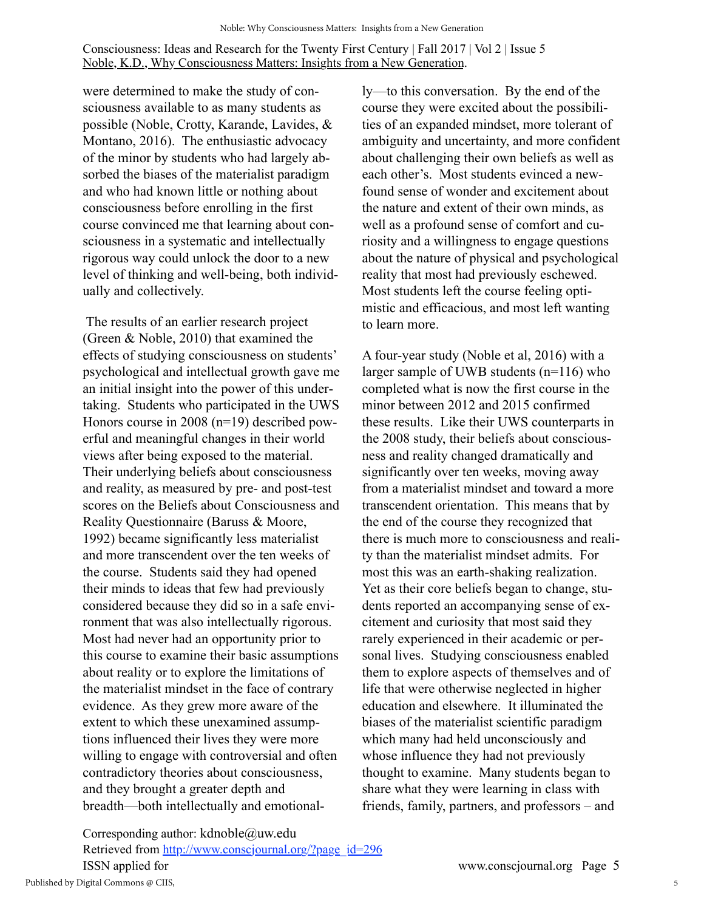were determined to make the study of consciousness available to as many students as possible (Noble, Crotty, Karande, Lavides, & Montano, 2016). The enthusiastic advocacy of the minor by students who had largely absorbed the biases of the materialist paradigm and who had known little or nothing about consciousness before enrolling in the first course convinced me that learning about consciousness in a systematic and intellectually rigorous way could unlock the door to a new level of thinking and well-being, both individually and collectively.

The results of an earlier research project (Green & Noble, 2010) that examined the effects of studying consciousness on students' psychological and intellectual growth gave me an initial insight into the power of this undertaking. Students who participated in the UWS Honors course in 2008 (n=19) described powerful and meaningful changes in their world views after being exposed to the material. Their underlying beliefs about consciousness and reality, as measured by pre- and post-test scores on the Beliefs about Consciousness and Reality Questionnaire (Baruss & Moore, 1992) became significantly less materialist and more transcendent over the ten weeks of the course. Students said they had opened their minds to ideas that few had previously considered because they did so in a safe environment that was also intellectually rigorous. Most had never had an opportunity prior to this course to examine their basic assumptions about reality or to explore the limitations of the materialist mindset in the face of contrary evidence. As they grew more aware of the extent to which these unexamined assumptions influenced their lives they were more willing to engage with controversial and often contradictory theories about consciousness, and they brought a greater depth and breadth—both intellectually and emotionally—to this conversation. By the end of the course they were excited about the possibilities of an expanded mindset, more tolerant of ambiguity and uncertainty, and more confident about challenging their own beliefs as well as each other's. Most students evinced a newfound sense of wonder and excitement about the nature and extent of their own minds, as well as a profound sense of comfort and curiosity and a willingness to engage questions about the nature of physical and psychological reality that most had previously eschewed. Most students left the course feeling optimistic and efficacious, and most left wanting to learn more.

A four-year study (Noble et al, 2016) with a larger sample of UWB students (n=116) who completed what is now the first course in the minor between 2012 and 2015 confirmed these results. Like their UWS counterparts in the 2008 study, their beliefs about consciousness and reality changed dramatically and significantly over ten weeks, moving away from a materialist mindset and toward a more transcendent orientation. This means that by the end of the course they recognized that there is much more to consciousness and reality than the materialist mindset admits. For most this was an earth-shaking realization. Yet as their core beliefs began to change, students reported an accompanying sense of excitement and curiosity that most said they rarely experienced in their academic or personal lives. Studying consciousness enabled them to explore aspects of themselves and of life that were otherwise neglected in higher education and elsewhere. It illuminated the biases of the materialist scientific paradigm which many had held unconsciously and whose influence they had not previously thought to examine. Many students began to share what they were learning in class with friends, family, partners, and professors – and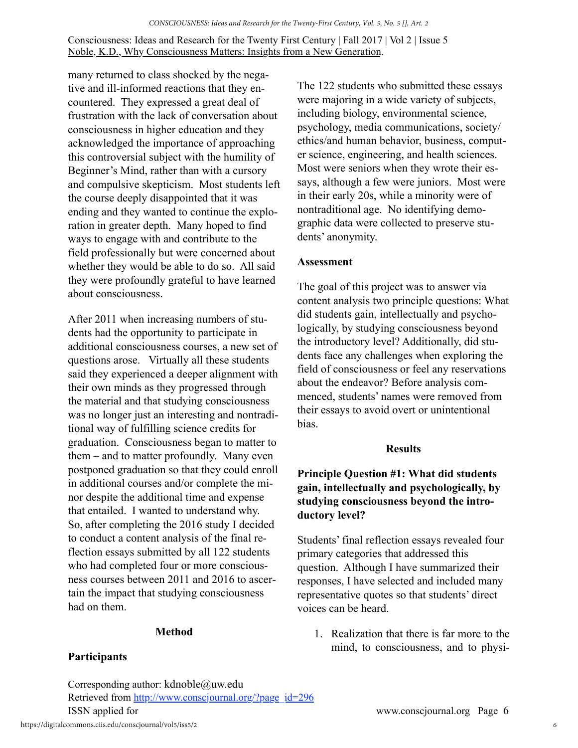many returned to class shocked by the negative and ill-informed reactions that they encountered. They expressed a great deal of frustration with the lack of conversation about consciousness in higher education and they acknowledged the importance of approaching this controversial subject with the humility of Beginner's Mind, rather than with a cursory and compulsive skepticism. Most students left the course deeply disappointed that it was ending and they wanted to continue the exploration in greater depth. Many hoped to find ways to engage with and contribute to the field professionally but were concerned about whether they would be able to do so. All said they were profoundly grateful to have learned about consciousness.

After 2011 when increasing numbers of students had the opportunity to participate in additional consciousness courses, a new set of questions arose. Virtually all these students said they experienced a deeper alignment with their own minds as they progressed through the material and that studying consciousness was no longer just an interesting and nontraditional way of fulfilling science credits for graduation. Consciousness began to matter to them – and to matter profoundly. Many even postponed graduation so that they could enroll in additional courses and/or complete the minor despite the additional time and expense that entailed. I wanted to understand why. So, after completing the 2016 study I decided to conduct a content analysis of the final reflection essays submitted by all 122 students who had completed four or more consciousness courses between 2011 and 2016 to ascertain the impact that studying consciousness had on them.

## Method

### Participants

The 122 students who submitted these essays were majoring in a wide variety of subjects, including biology, environmental science, psychology, media communications, society/ethics/and human behavior, business, computer science, engineering, and health sciences. Most were seniors when they wrote their essays, although a few were juniors. Most were in their early 20s, while a minority were of nontraditional age. No identifying demographic data were collected to preserve students' anonymity.

### Assessment

The goal of this project was to answer via content analysis two principle questions: What did students gain, intellectually and psychologically, by studying consciousness beyond the introductory level? Additionally, did students face any challenges when exploring the field of consciousness or feel any reservations about the endeavor? Before analysis commenced, students' names were removed from their essays to avoid overt or unintentional bias.

## Results

### Principle Question #1: What did students gain, intellectually and psychologically, by studying consciousness beyond the introductory level?

Students' final reflection essays revealed four primary categories that addressed this question. Although I have summarized their responses, I have selected and included many representative quotes so that students' direct voices can be heard.

1. Realization that there is far more to the mind, to consciousness, and to physi-

Corresponding author: kdnoble@uw.edu
Retrieved from http://www.conscjournal.org/?page_id=296
ISSN applied for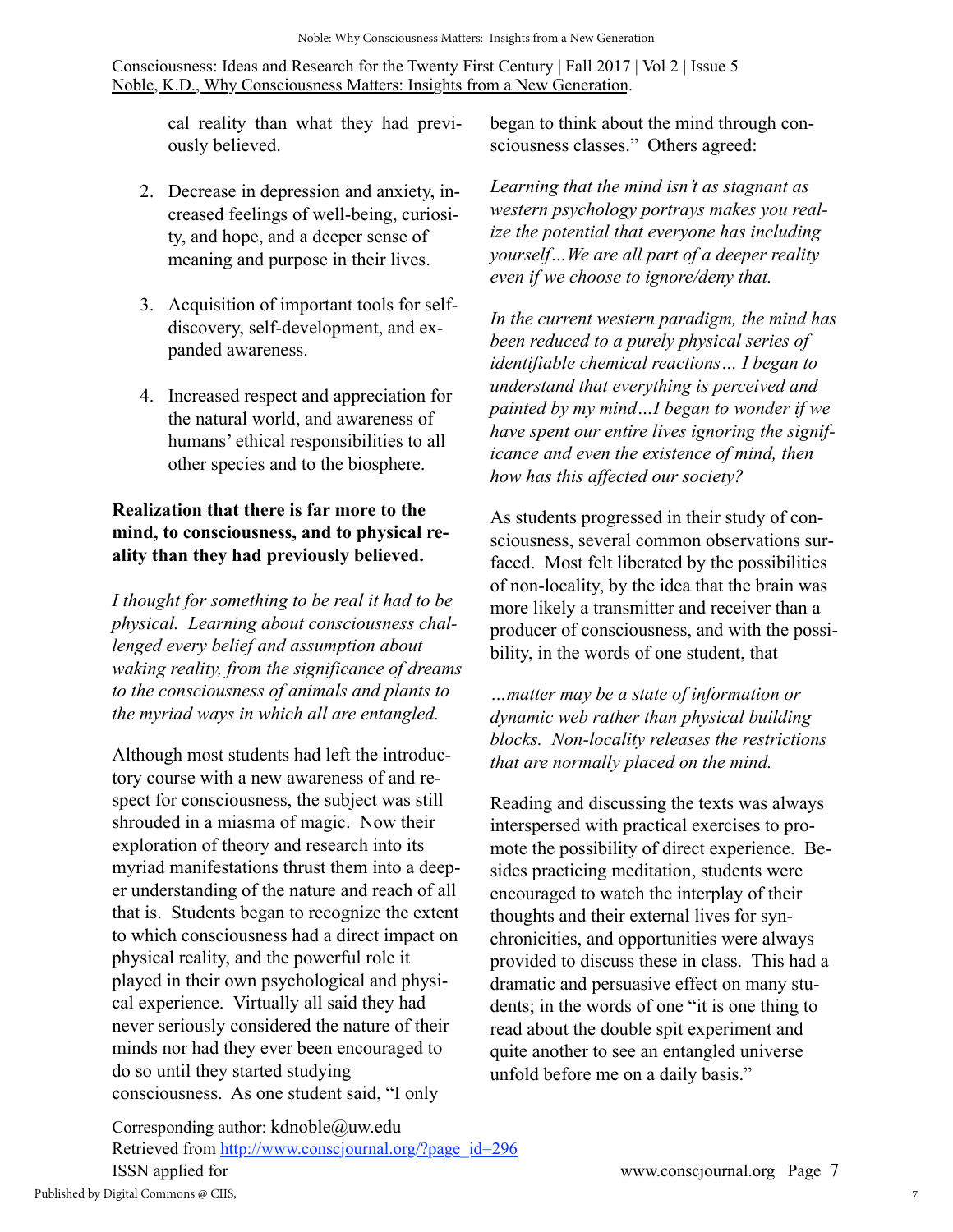cal reality than what they had previously believed.

2. Decrease in depression and anxiety, increased feelings of well-being, curiosity, and hope, and a deeper sense of meaning and purpose in their lives.

3. Acquisition of important tools for self-discovery, self-development, and expanded awareness.

4. Increased respect and appreciation for the natural world, and awareness of humans' ethical responsibilities to all other species and to the biosphere.

**Realization that there is far more to the mind, to consciousness, and to physical reality than they had previously believed.**

*I thought for something to be real it had to be physical. Learning about consciousness challenged every belief and assumption about waking reality, from the significance of dreams to the consciousness of animals and plants to the myriad ways in which all are entangled.*

Although most students had left the introductory course with a new awareness of and respect for consciousness, the subject was still shrouded in a miasma of magic. Now their exploration of theory and research into its myriad manifestations thrust them into a deeper understanding of the nature and reach of all that is. Students began to recognize the extent to which consciousness had a direct impact on physical reality, and the powerful role it played in their own psychological and physical experience. Virtually all said they had never seriously considered the nature of their minds nor had they ever been encouraged to do so until they started studying consciousness. As one student said, "I only began to think about the mind through consciousness classes." Others agreed:

*Learning that the mind isn't as stagnant as western psychology portrays makes you realize the potential that everyone has including yourself…We are all part of a deeper reality even if we choose to ignore/deny that.*

*In the current western paradigm, the mind has been reduced to a purely physical series of identifiable chemical reactions… I began to understand that everything is perceived and painted by my mind…I began to wonder if we have spent our entire lives ignoring the significance and even the existence of mind, then how has this affected our society?*

As students progressed in their study of consciousness, several common observations surfaced. Most felt liberated by the possibilities of non-locality, by the idea that the brain was more likely a transmitter and receiver than a producer of consciousness, and with the possibility, in the words of one student, that

*…matter may be a state of information or dynamic web rather than physical building blocks. Non-locality releases the restrictions that are normally placed on the mind.*

Reading and discussing the texts was always interspersed with practical exercises to promote the possibility of direct experience. Besides practicing meditation, students were encouraged to watch the interplay of their thoughts and their external lives for synchronicities, and opportunities were always provided to discuss these in class. This had a dramatic and persuasive effect on many students; in the words of one "it is one thing to read about the double spit experiment and quite another to see an entangled universe unfold before me on a daily basis."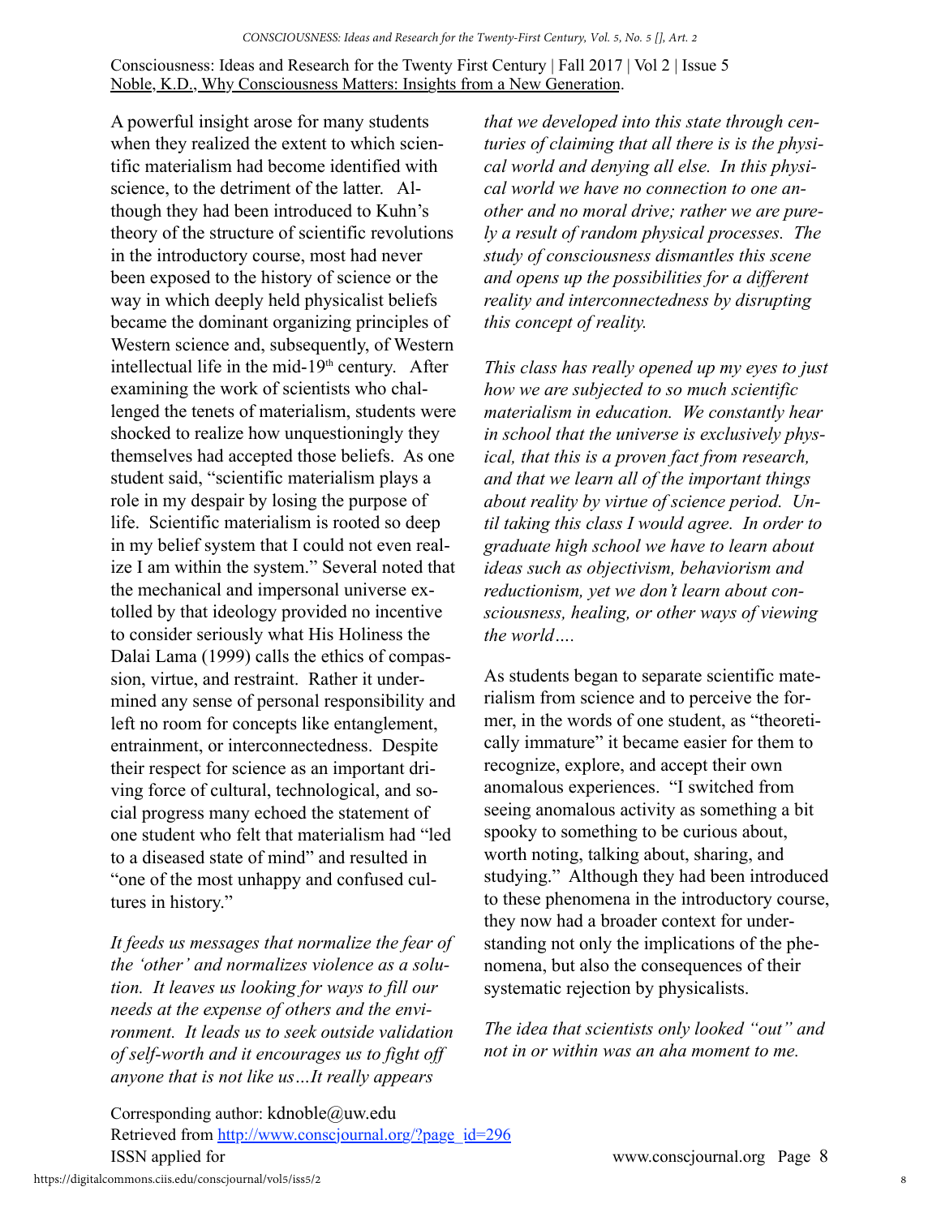A powerful insight arose for many students when they realized the extent to which scientific materialism had become identified with science, to the detriment of the latter. Although they had been introduced to Kuhn's theory of the structure of scientific revolutions in the introductory course, most had never been exposed to the history of science or the way in which deeply held physicalist beliefs became the dominant organizing principles of Western science and, subsequently, of Western intellectual life in the mid-19th century. After examining the work of scientists who challenged the tenets of materialism, students were shocked to realize how unquestioningly they themselves had accepted those beliefs. As one student said, "scientific materialism plays a role in my despair by losing the purpose of life. Scientific materialism is rooted so deep in my belief system that I could not even realize I am within the system." Several noted that the mechanical and impersonal universe extolled by that ideology provided no incentive to consider seriously what His Holiness the Dalai Lama (1999) calls the ethics of compassion, virtue, and restraint. Rather it undermined any sense of personal responsibility and left no room for concepts like entanglement, entrainment, or interconnectedness. Despite their respect for science as an important driving force of cultural, technological, and social progress many echoed the statement of one student who felt that materialism had "led to a diseased state of mind" and resulted in "one of the most unhappy and confused cultures in history."

*It feeds us messages that normalize the fear of the 'other' and normalizes violence as a solution. It leaves us looking for ways to fill our needs at the expense of others and the environment. It leads us to seek outside validation of self-worth and it encourages us to fight off anyone that is not like us…It really appears that we developed into this state through centuries of claiming that all there is is the physical world and denying all else. In this physical world we have no connection to one another and no moral drive; rather we are purely a result of random physical processes. The study of consciousness dismantles this scene and opens up the possibilities for a different reality and interconnectedness by disrupting this concept of reality.*

*This class has really opened up my eyes to just how we are subjected to so much scientific materialism in education. We constantly hear in school that the universe is exclusively physical, that this is a proven fact from research, and that we learn all of the important things about reality by virtue of science period. Until taking this class I would agree. In order to graduate high school we have to learn about ideas such as objectivism, behaviorism and reductionism, yet we don't learn about consciousness, healing, or other ways of viewing the world….*

As students began to separate scientific materialism from science and to perceive the former, in the words of one student, as "theoretically immature" it became easier for them to recognize, explore, and accept their own anomalous experiences. "I switched from seeing anomalous activity as something a bit spooky to something to be curious about, worth noting, talking about, sharing, and studying." Although they had been introduced to these phenomena in the introductory course, they now had a broader context for understanding not only the implications of the phenomena, but also the consequences of their systematic rejection by physicalists.

*The idea that scientists only looked "out" and not in or within was an aha moment to me.*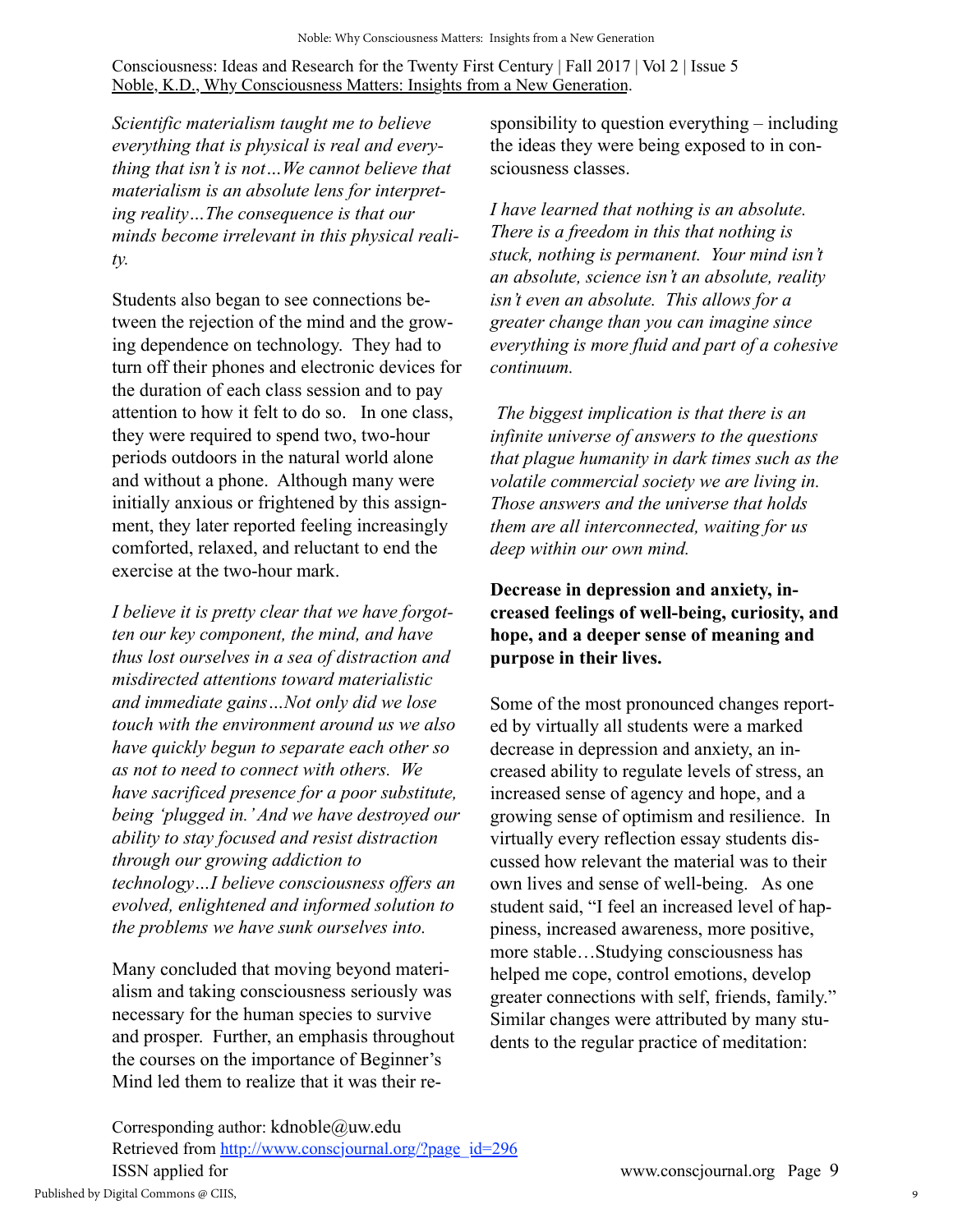*Scientific materialism taught me to believe everything that is physical is real and everything that isn't is not…We cannot believe that materialism is an absolute lens for interpreting reality…The consequence is that our minds become irrelevant in this physical reality.*

Students also began to see connections between the rejection of the mind and the growing dependence on technology. They had to turn off their phones and electronic devices for the duration of each class session and to pay attention to how it felt to do so. In one class, they were required to spend two, two-hour periods outdoors in the natural world alone and without a phone. Although many were initially anxious or frightened by this assignment, they later reported feeling increasingly comforted, relaxed, and reluctant to end the exercise at the two-hour mark.

*I believe it is pretty clear that we have forgotten our key component, the mind, and have thus lost ourselves in a sea of distraction and misdirected attentions toward materialistic and immediate gains…Not only did we lose touch with the environment around us we also have quickly begun to separate each other so as not to need to connect with others. We have sacrificed presence for a poor substitute, being 'plugged in.' And we have destroyed our ability to stay focused and resist distraction through our growing addiction to technology…I believe consciousness offers an evolved, enlightened and informed solution to the problems we have sunk ourselves into.*

Many concluded that moving beyond materialism and taking consciousness seriously was necessary for the human species to survive and prosper. Further, an emphasis throughout the courses on the importance of Beginner's Mind led them to realize that it was their responsibility to question everything – including the ideas they were being exposed to in consciousness classes.

*I have learned that nothing is an absolute. There is a freedom in this that nothing is stuck, nothing is permanent. Your mind isn't an absolute, science isn't an absolute, reality isn't even an absolute. This allows for a greater change than you can imagine since everything is more fluid and part of a cohesive continuum.*

*The biggest implication is that there is an infinite universe of answers to the questions that plague humanity in dark times such as the volatile commercial society we are living in. Those answers and the universe that holds them are all interconnected, waiting for us deep within our own mind.*

**Decrease in depression and anxiety, increased feelings of well-being, curiosity, and hope, and a deeper sense of meaning and purpose in their lives.**

Some of the most pronounced changes reported by virtually all students were a marked decrease in depression and anxiety, an increased ability to regulate levels of stress, an increased sense of agency and hope, and a growing sense of optimism and resilience. In virtually every reflection essay students discussed how relevant the material was to their own lives and sense of well-being. As one student said, "I feel an increased level of happiness, increased awareness, more positive, more stable…Studying consciousness has helped me cope, control emotions, develop greater connections with self, friends, family." Similar changes were attributed by many students to the regular practice of meditation: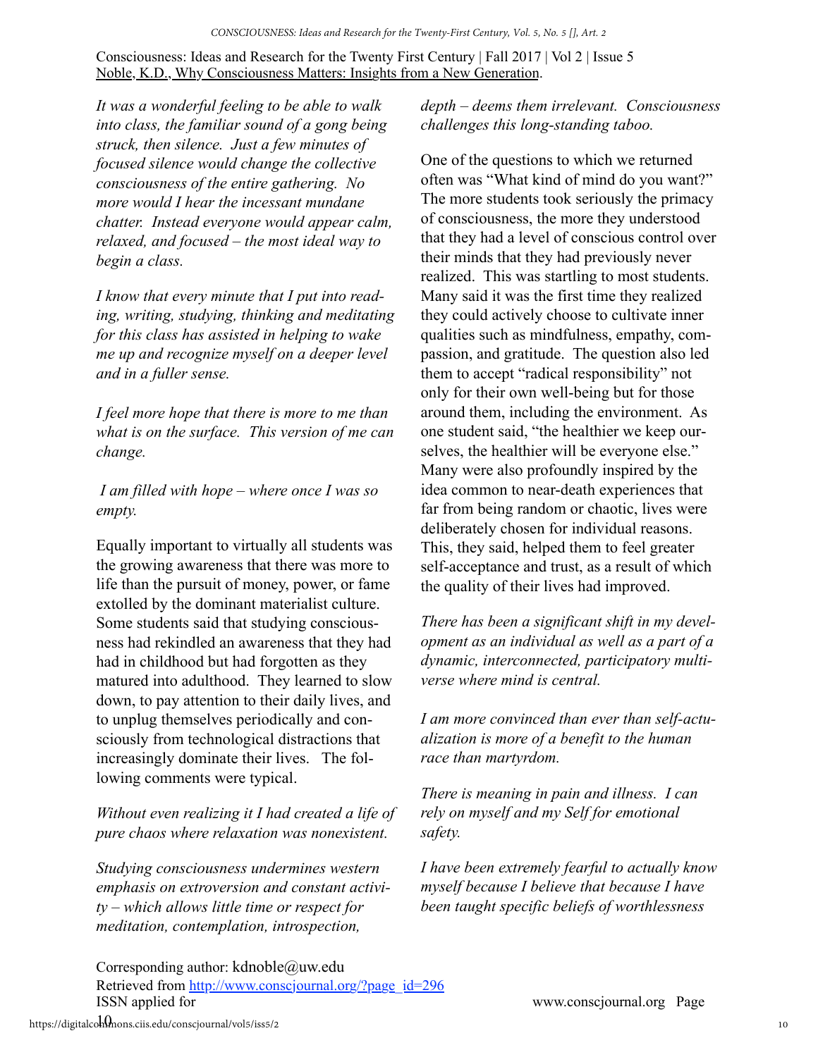*It was a wonderful feeling to be able to walk into class, the familiar sound of a gong being struck, then silence. Just a few minutes of focused silence would change the collective consciousness of the entire gathering. No more would I hear the incessant mundane chatter. Instead everyone would appear calm, relaxed, and focused – the most ideal way to begin a class.*

*I know that every minute that I put into reading, writing, studying, thinking and meditating for this class has assisted in helping to wake me up and recognize myself on a deeper level and in a fuller sense.*

*I feel more hope that there is more to me than what is on the surface. This version of me can change.*

*I am filled with hope – where once I was so empty.*

Equally important to virtually all students was the growing awareness that there was more to life than the pursuit of money, power, or fame extolled by the dominant materialist culture. Some students said that studying consciousness had rekindled an awareness that they had had in childhood but had forgotten as they matured into adulthood. They learned to slow down, to pay attention to their daily lives, and to unplug themselves periodically and consciously from technological distractions that increasingly dominate their lives. The following comments were typical.

*Without even realizing it I had created a life of pure chaos where relaxation was nonexistent.*

*Studying consciousness undermines western emphasis on extroversion and constant activity – which allows little time or respect for meditation, contemplation, introspection, depth – deems them irrelevant. Consciousness challenges this long-standing taboo.*

One of the questions to which we returned often was "What kind of mind do you want?" The more students took seriously the primacy of consciousness, the more they understood that they had a level of conscious control over their minds that they had previously never realized. This was startling to most students. Many said it was the first time they realized they could actively choose to cultivate inner qualities such as mindfulness, empathy, compassion, and gratitude. The question also led them to accept "radical responsibility" not only for their own well-being but for those around them, including the environment. As one student said, "the healthier we keep ourselves, the healthier will be everyone else." Many were also profoundly inspired by the idea common to near-death experiences that far from being random or chaotic, lives were deliberately chosen for individual reasons. This, they said, helped them to feel greater self-acceptance and trust, as a result of which the quality of their lives had improved.

*There has been a significant shift in my development as an individual as well as a part of a dynamic, interconnected, participatory multiverse where mind is central.*

*I am more convinced than ever than self-actualization is more of a benefit to the human race than martyrdom.*

*There is meaning in pain and illness. I can rely on myself and my Self for emotional safety.*

*I have been extremely fearful to actually know myself because I believe that because I have been taught specific beliefs of worthlessness*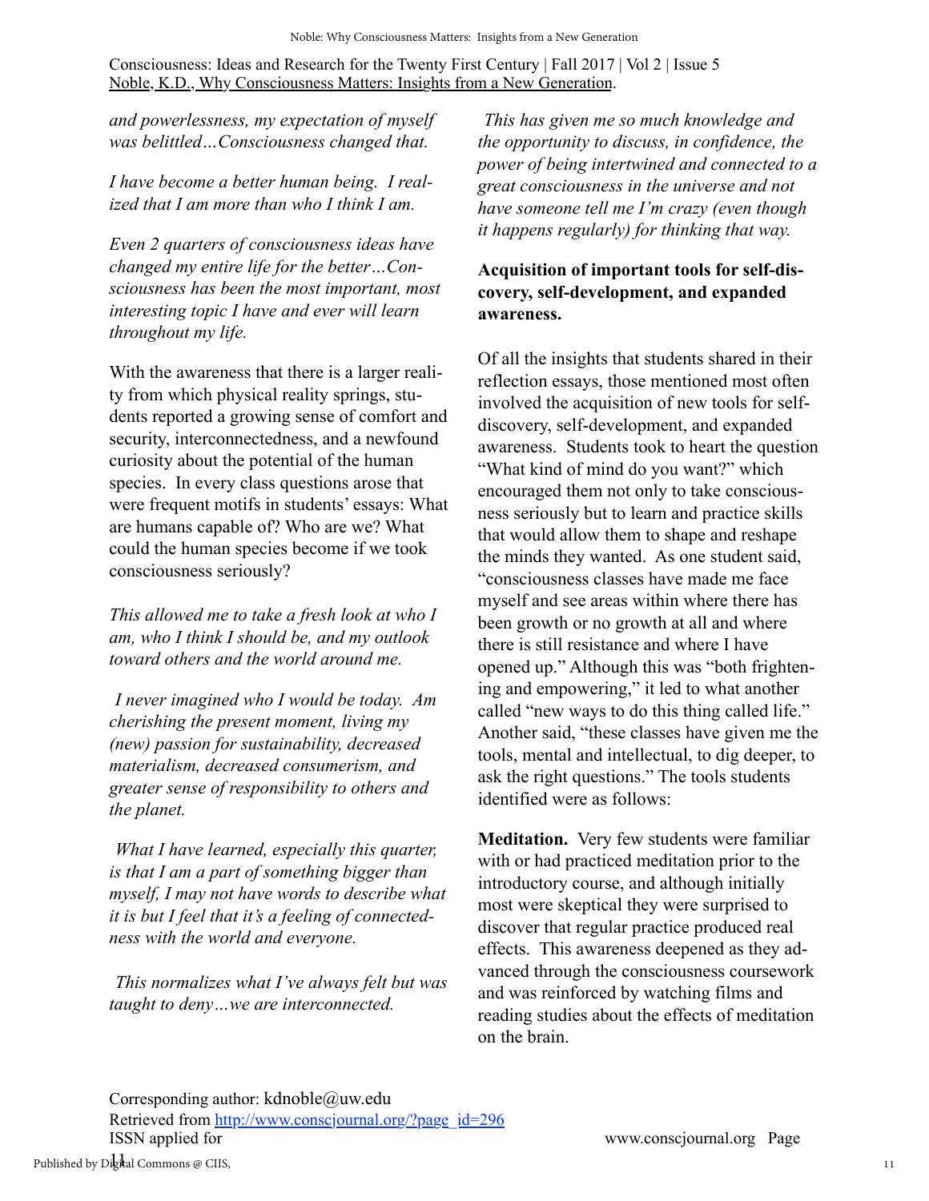*and powerlessness, my expectation of myself was belittled…Consciousness changed that.*

*I have become a better human being. I realized that I am more than who I think I am.*

*Even 2 quarters of consciousness ideas have changed my entire life for the better…Consciousness has been the most important, most interesting topic I have and ever will learn throughout my life.*

With the awareness that there is a larger reality from which physical reality springs, students reported a growing sense of comfort and security, interconnectedness, and a newfound curiosity about the potential of the human species. In every class questions arose that were frequent motifs in students' essays: What are humans capable of? Who are we? What could the human species become if we took consciousness seriously?

*This allowed me to take a fresh look at who I am, who I think I should be, and my outlook toward others and the world around me.*

*I never imagined who I would be today. Am cherishing the present moment, living my (new) passion for sustainability, decreased materialism, decreased consumerism, and greater sense of responsibility to others and the planet.*

*What I have learned, especially this quarter, is that I am a part of something bigger than myself, I may not have words to describe what it is but I feel that it's a feeling of connectedness with the world and everyone.*

*This normalizes what I've always felt but was taught to deny…we are interconnected.*

*This has given me so much knowledge and the opportunity to discuss, in confidence, the power of being intertwined and connected to a great consciousness in the universe and not have someone tell me I'm crazy (even though it happens regularly) for thinking that way.*

**Acquisition of important tools for self-discovery, self-development, and expanded awareness.**

Of all the insights that students shared in their reflection essays, those mentioned most often involved the acquisition of new tools for self-discovery, self-development, and expanded awareness. Students took to heart the question "What kind of mind do you want?" which encouraged them not only to take consciousness seriously but to learn and practice skills that would allow them to shape and reshape the minds they wanted. As one student said, "consciousness classes have made me face myself and see areas within where there has been growth or no growth at all and where there is still resistance and where I have opened up." Although this was "both frightening and empowering," it led to what another called "new ways to do this thing called life." Another said, "these classes have given me the tools, mental and intellectual, to dig deeper, to ask the right questions." The tools students identified were as follows:

**Meditation.** Very few students were familiar with or had practiced meditation prior to the introductory course, and although initially most were skeptical they were surprised to discover that regular practice produced real effects. This awareness deepened as they advanced through the consciousness coursework and was reinforced by watching films and reading studies about the effects of meditation on the brain.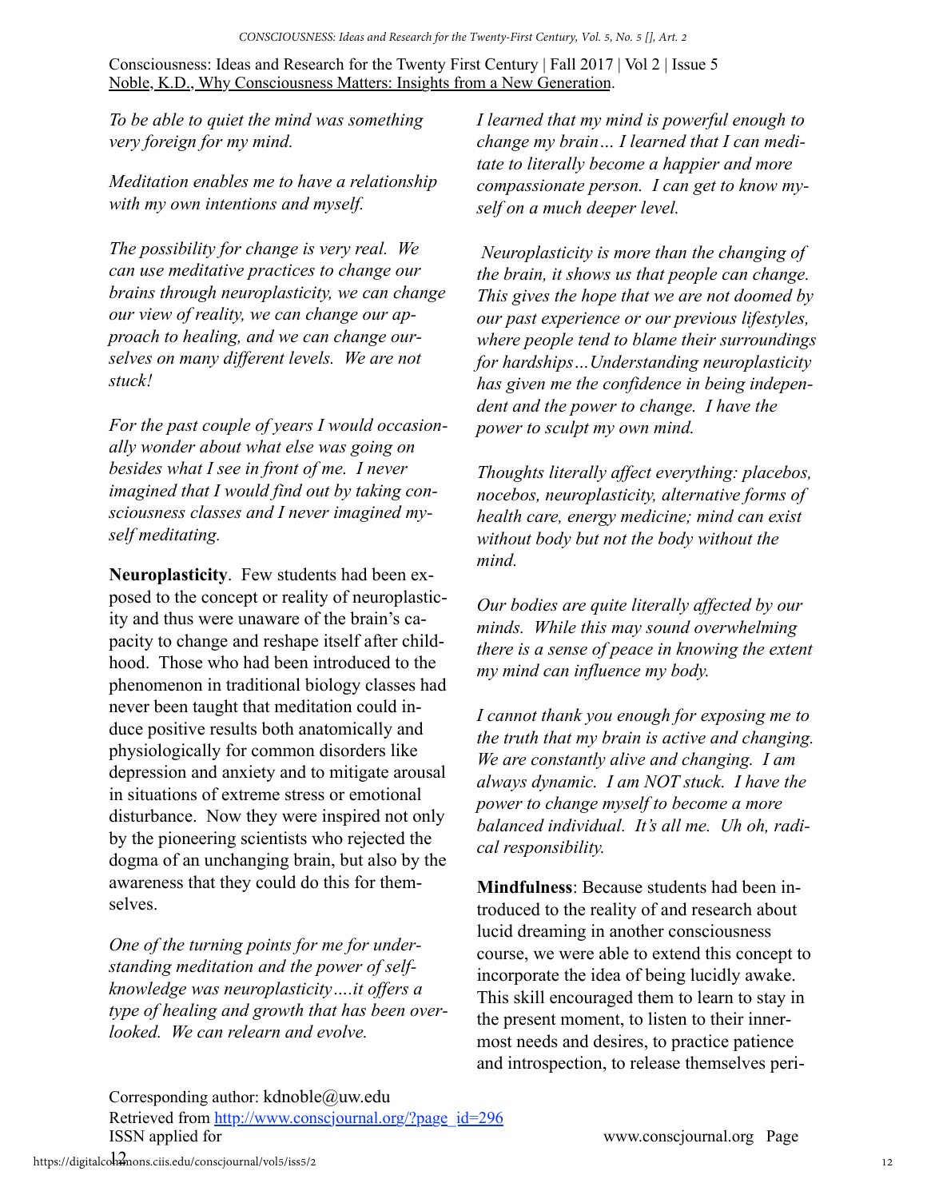*To be able to quiet the mind was something very foreign for my mind.*

*Meditation enables me to have a relationship with my own intentions and myself.*

*The possibility for change is very real. We can use meditative practices to change our brains through neuroplasticity, we can change our view of reality, we can change our approach to healing, and we can change ourselves on many different levels. We are not stuck!*

*For the past couple of years I would occasionally wonder about what else was going on besides what I see in front of me. I never imagined that I would find out by taking consciousness classes and I never imagined myself meditating.*

**Neuroplasticity**. Few students had been exposed to the concept or reality of neuroplasticity and thus were unaware of the brain's capacity to change and reshape itself after childhood. Those who had been introduced to the phenomenon in traditional biology classes had never been taught that meditation could induce positive results both anatomically and physiologically for common disorders like depression and anxiety and to mitigate arousal in situations of extreme stress or emotional disturbance. Now they were inspired not only by the pioneering scientists who rejected the dogma of an unchanging brain, but also by the awareness that they could do this for themselves.

*One of the turning points for me for understanding meditation and the power of self-knowledge was neuroplasticity….it offers a type of healing and growth that has been overlooked. We can relearn and evolve.*

*I learned that my mind is powerful enough to change my brain… I learned that I can meditate to literally become a happier and more compassionate person. I can get to know myself on a much deeper level.*

*Neuroplasticity is more than the changing of the brain, it shows us that people can change. This gives the hope that we are not doomed by our past experience or our previous lifestyles, where people tend to blame their surroundings for hardships…Understanding neuroplasticity has given me the confidence in being independent and the power to change. I have the power to sculpt my own mind.*

*Thoughts literally affect everything: placebos, nocebos, neuroplasticity, alternative forms of health care, energy medicine; mind can exist without body but not the body without the mind.*

*Our bodies are quite literally affected by our minds. While this may sound overwhelming there is a sense of peace in knowing the extent my mind can influence my body.*

*I cannot thank you enough for exposing me to the truth that my brain is active and changing. We are constantly alive and changing. I am always dynamic. I am NOT stuck. I have the power to change myself to become a more balanced individual. It's all me. Uh oh, radical responsibility.*

**Mindfulness**: Because students had been introduced to the reality of and research about lucid dreaming in another consciousness course, we were able to extend this concept to incorporate the idea of being lucidly awake. This skill encouraged them to learn to stay in the present moment, to listen to their innermost needs and desires, to practice patience and introspection, to release themselves peri-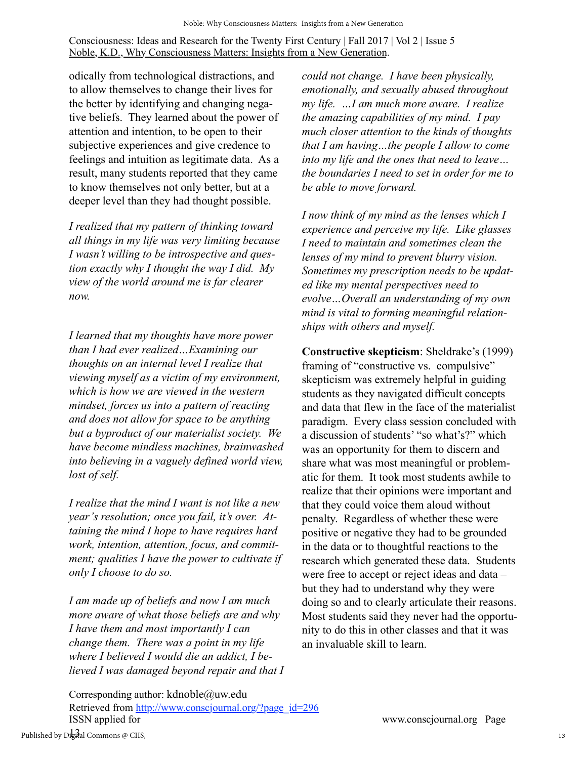odically from technological distractions, and to allow themselves to change their lives for the better by identifying and changing negative beliefs. They learned about the power of attention and intention, to be open to their subjective experiences and give credence to feelings and intuition as legitimate data. As a result, many students reported that they came to know themselves not only better, but at a deeper level than they had thought possible.

*I realized that my pattern of thinking toward all things in my life was very limiting because I wasn't willing to be introspective and question exactly why I thought the way I did. My view of the world around me is far clearer now.*

*I learned that my thoughts have more power than I had ever realized…Examining our thoughts on an internal level I realize that viewing myself as a victim of my environment, which is how we are viewed in the western mindset, forces us into a pattern of reacting and does not allow for space to be anything but a byproduct of our materialist society. We have become mindless machines, brainwashed into believing in a vaguely defined world view, lost of self.*

*I realize that the mind I want is not like a new year's resolution; once you fail, it's over. Attaining the mind I hope to have requires hard work, intention, attention, focus, and commitment; qualities I have the power to cultivate if only I choose to do so.*

*I am made up of beliefs and now I am much more aware of what those beliefs are and why I have them and most importantly I can change them. There was a point in my life where I believed I would die an addict, I believed I was damaged beyond repair and that I could not change. I have been physically, emotionally, and sexually abused throughout my life. …I am much more aware. I realize the amazing capabilities of my mind. I pay much closer attention to the kinds of thoughts that I am having…the people I allow to come into my life and the ones that need to leave…the boundaries I need to set in order for me to be able to move forward.*

*I now think of my mind as the lenses which I experience and perceive my life. Like glasses I need to maintain and sometimes clean the lenses of my mind to prevent blurry vision. Sometimes my prescription needs to be updated like my mental perspectives need to evolve…Overall an understanding of my own mind is vital to forming meaningful relationships with others and myself.*

**Constructive skepticism**: Sheldrake's (1999) framing of "constructive vs. compulsive" skepticism was extremely helpful in guiding students as they navigated difficult concepts and data that flew in the face of the materialist paradigm. Every class session concluded with a discussion of students' "so what's?" which was an opportunity for them to discern and share what was most meaningful or problematic for them. It took most students awhile to realize that their opinions were important and that they could voice them aloud without penalty. Regardless of whether these were positive or negative they had to be grounded in the data or to thoughtful reactions to the research which generated these data. Students were free to accept or reject ideas and data – but they had to understand why they were doing so and to clearly articulate their reasons. Most students said they never had the opportunity to do this in other classes and that it was an invaluable skill to learn.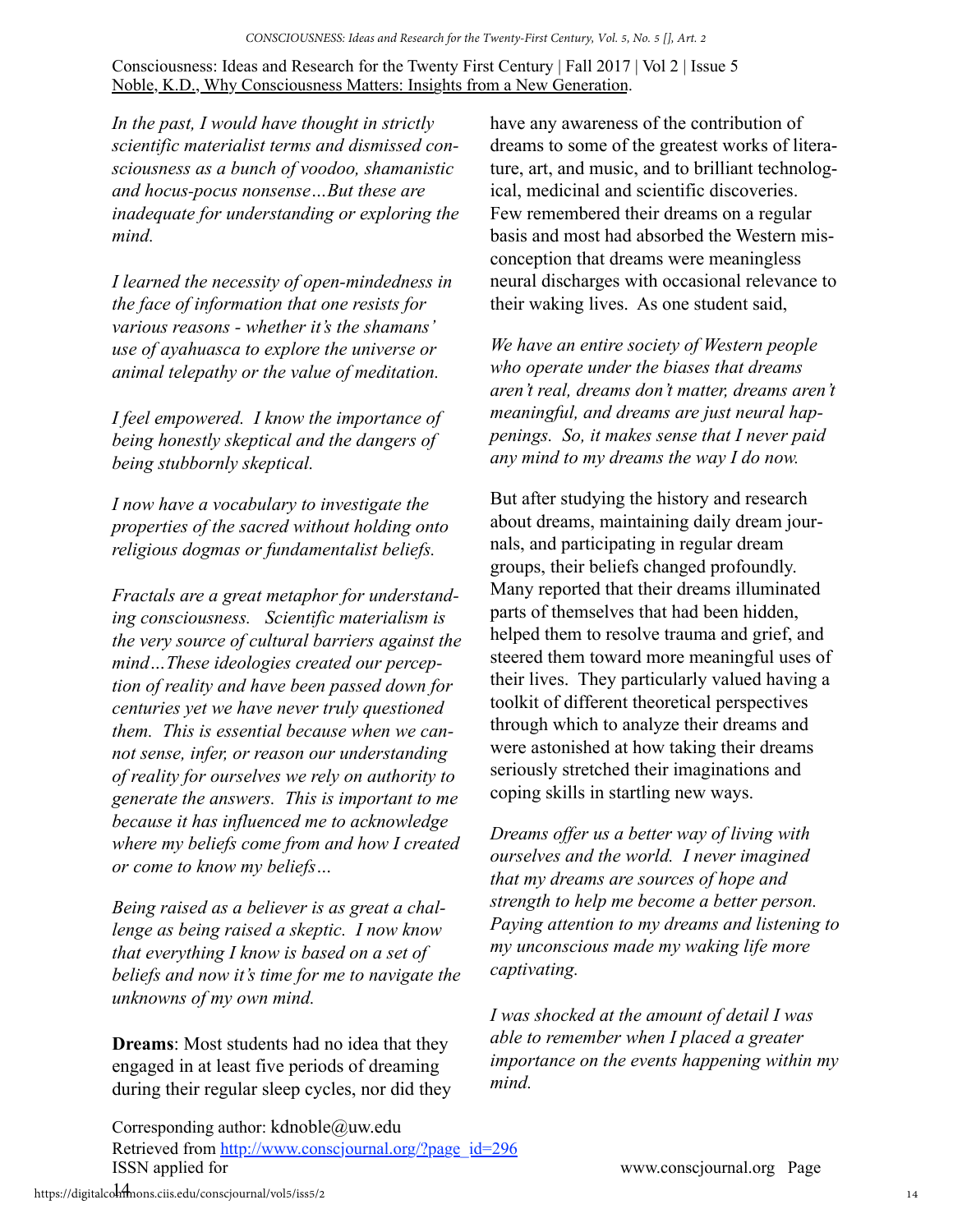*In the past, I would have thought in strictly scientific materialist terms and dismissed consciousness as a bunch of voodoo, shamanistic and hocus-pocus nonsense…But these are inadequate for understanding or exploring the mind.*

*I learned the necessity of open-mindedness in the face of information that one resists for various reasons - whether it's the shamans' use of ayahuasca to explore the universe or animal telepathy or the value of meditation.*

*I feel empowered. I know the importance of being honestly skeptical and the dangers of being stubbornly skeptical.*

*I now have a vocabulary to investigate the properties of the sacred without holding onto religious dogmas or fundamentalist beliefs.*

*Fractals are a great metaphor for understanding consciousness. Scientific materialism is the very source of cultural barriers against the mind…These ideologies created our perception of reality and have been passed down for centuries yet we have never truly questioned them. This is essential because when we cannot sense, infer, or reason our understanding of reality for ourselves we rely on authority to generate the answers. This is important to me because it has influenced me to acknowledge where my beliefs come from and how I created or come to know my beliefs…*

*Being raised as a believer is as great a challenge as being raised a skeptic. I now know that everything I know is based on a set of beliefs and now it's time for me to navigate the unknowns of my own mind.*

**Dreams**: Most students had no idea that they engaged in at least five periods of dreaming during their regular sleep cycles, nor did they have any awareness of the contribution of dreams to some of the greatest works of literature, art, and music, and to brilliant technological, medicinal and scientific discoveries. Few remembered their dreams on a regular basis and most had absorbed the Western misconception that dreams were meaningless neural discharges with occasional relevance to their waking lives. As one student said,

*We have an entire society of Western people who operate under the biases that dreams aren't real, dreams don't matter, dreams aren't meaningful, and dreams are just neural happenings. So, it makes sense that I never paid any mind to my dreams the way I do now.*

But after studying the history and research about dreams, maintaining daily dream journals, and participating in regular dream groups, their beliefs changed profoundly. Many reported that their dreams illuminated parts of themselves that had been hidden, helped them to resolve trauma and grief, and steered them toward more meaningful uses of their lives. They particularly valued having a toolkit of different theoretical perspectives through which to analyze their dreams and were astonished at how taking their dreams seriously stretched their imaginations and coping skills in startling new ways.

*Dreams offer us a better way of living with ourselves and the world. I never imagined that my dreams are sources of hope and strength to help me become a better person. Paying attention to my dreams and listening to my unconscious made my waking life more captivating.*

*I was shocked at the amount of detail I was able to remember when I placed a greater importance on the events happening within my mind.*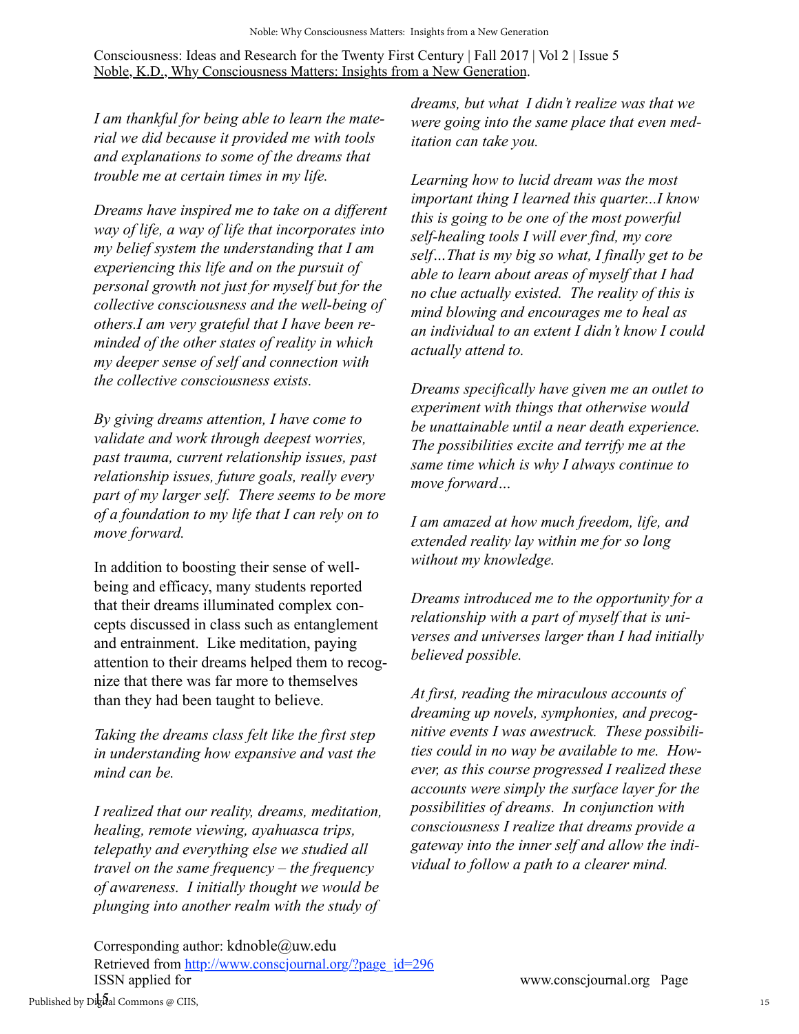*I am thankful for being able to learn the material we did because it provided me with tools and explanations to some of the dreams that trouble me at certain times in my life.*

*Dreams have inspired me to take on a different way of life, a way of life that incorporates into my belief system the understanding that I am experiencing this life and on the pursuit of personal growth not just for myself but for the collective consciousness and the well-being of others.I am very grateful that I have been reminded of the other states of reality in which my deeper sense of self and connection with the collective consciousness exists.*

*By giving dreams attention, I have come to validate and work through deepest worries, past trauma, current relationship issues, past relationship issues, future goals, really every part of my larger self. There seems to be more of a foundation to my life that I can rely on to move forward.*

In addition to boosting their sense of well-being and efficacy, many students reported that their dreams illuminated complex concepts discussed in class such as entanglement and entrainment. Like meditation, paying attention to their dreams helped them to recognize that there was far more to themselves than they had been taught to believe.

*Taking the dreams class felt like the first step in understanding how expansive and vast the mind can be.*

*I realized that our reality, dreams, meditation, healing, remote viewing, ayahuasca trips, telepathy and everything else we studied all travel on the same frequency – the frequency of awareness. I initially thought we would be plunging into another realm with the study of dreams, but what I didn't realize was that we were going into the same place that even meditation can take you.*

*Learning how to lucid dream was the most important thing I learned this quarter...I know this is going to be one of the most powerful self-healing tools I will ever find, my core self…That is my big so what, I finally get to be able to learn about areas of myself that I had no clue actually existed. The reality of this is mind blowing and encourages me to heal as an individual to an extent I didn't know I could actually attend to.*

*Dreams specifically have given me an outlet to experiment with things that otherwise would be unattainable until a near death experience. The possibilities excite and terrify me at the same time which is why I always continue to move forward…*

*I am amazed at how much freedom, life, and extended reality lay within me for so long without my knowledge.*

*Dreams introduced me to the opportunity for a relationship with a part of myself that is universes and universes larger than I had initially believed possible.*

*At first, reading the miraculous accounts of dreaming up novels, symphonies, and precognitive events I was awestruck. These possibilities could in no way be available to me. However, as this course progressed I realized these accounts were simply the surface layer for the possibilities of dreams. In conjunction with consciousness I realize that dreams provide a gateway into the inner self and allow the individual to follow a path to a clearer mind.*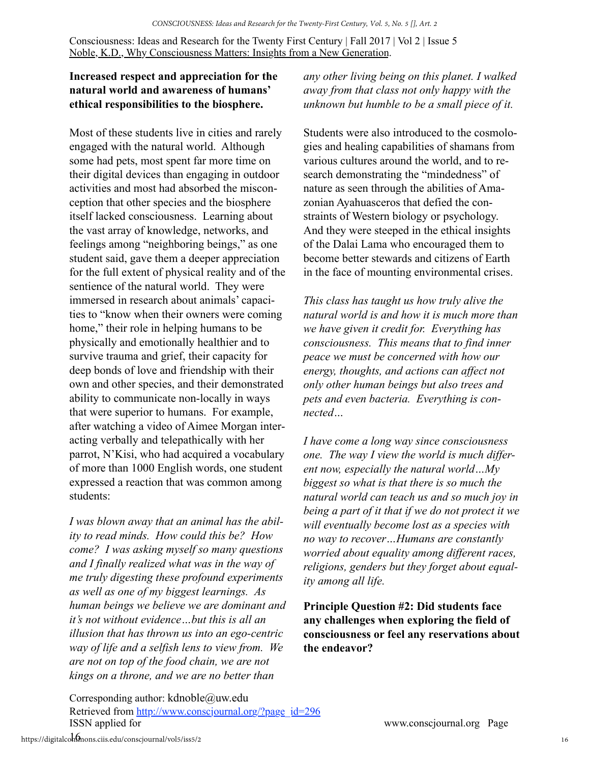**Increased respect and appreciation for the natural world and awareness of humans' ethical responsibilities to the biosphere.**

Most of these students live in cities and rarely engaged with the natural world. Although some had pets, most spent far more time on their digital devices than engaging in outdoor activities and most had absorbed the misconception that other species and the biosphere itself lacked consciousness. Learning about the vast array of knowledge, networks, and feelings among "neighboring beings," as one student said, gave them a deeper appreciation for the full extent of physical reality and of the sentience of the natural world. They were immersed in research about animals' capacities to "know when their owners were coming home," their role in helping humans to be physically and emotionally healthier and to survive trauma and grief, their capacity for deep bonds of love and friendship with their own and other species, and their demonstrated ability to communicate non-locally in ways that were superior to humans. For example, after watching a video of Aimee Morgan interacting verbally and telepathically with her parrot, N'Kisi, who had acquired a vocabulary of more than 1000 English words, one student expressed a reaction that was common among students:

*I was blown away that an animal has the ability to read minds. How could this be? How come? I was asking myself so many questions and I finally realized what was in the way of me truly digesting these profound experiments as well as one of my biggest learnings. As human beings we believe we are dominant and it's not without evidence…but this is all an illusion that has thrown us into an ego-centric way of life and a selfish lens to view from. We are not on top of the food chain, we are not kings on a throne, and we are no better than any other living being on this planet. I walked away from that class not only happy with the unknown but humble to be a small piece of it.*

Students were also introduced to the cosmologies and healing capabilities of shamans from various cultures around the world, and to research demonstrating the "mindedness" of nature as seen through the abilities of Amazonian Ayahuasceros that defied the constraints of Western biology or psychology. And they were steeped in the ethical insights of the Dalai Lama who encouraged them to become better stewards and citizens of Earth in the face of mounting environmental crises.

*This class has taught us how truly alive the natural world is and how it is much more than we have given it credit for. Everything has consciousness. This means that to find inner peace we must be concerned with how our energy, thoughts, and actions can affect not only other human beings but also trees and pets and even bacteria. Everything is connected…*

*I have come a long way since consciousness one. The way I view the world is much different now, especially the natural world…My biggest so what is that there is so much the natural world can teach us and so much joy in being a part of it that if we do not protect it we will eventually become lost as a species with no way to recover…Humans are constantly worried about equality among different races, religions, genders but they forget about equality among all life.*

**Principle Question #2: Did students face any challenges when exploring the field of consciousness or feel any reservations about the endeavor?**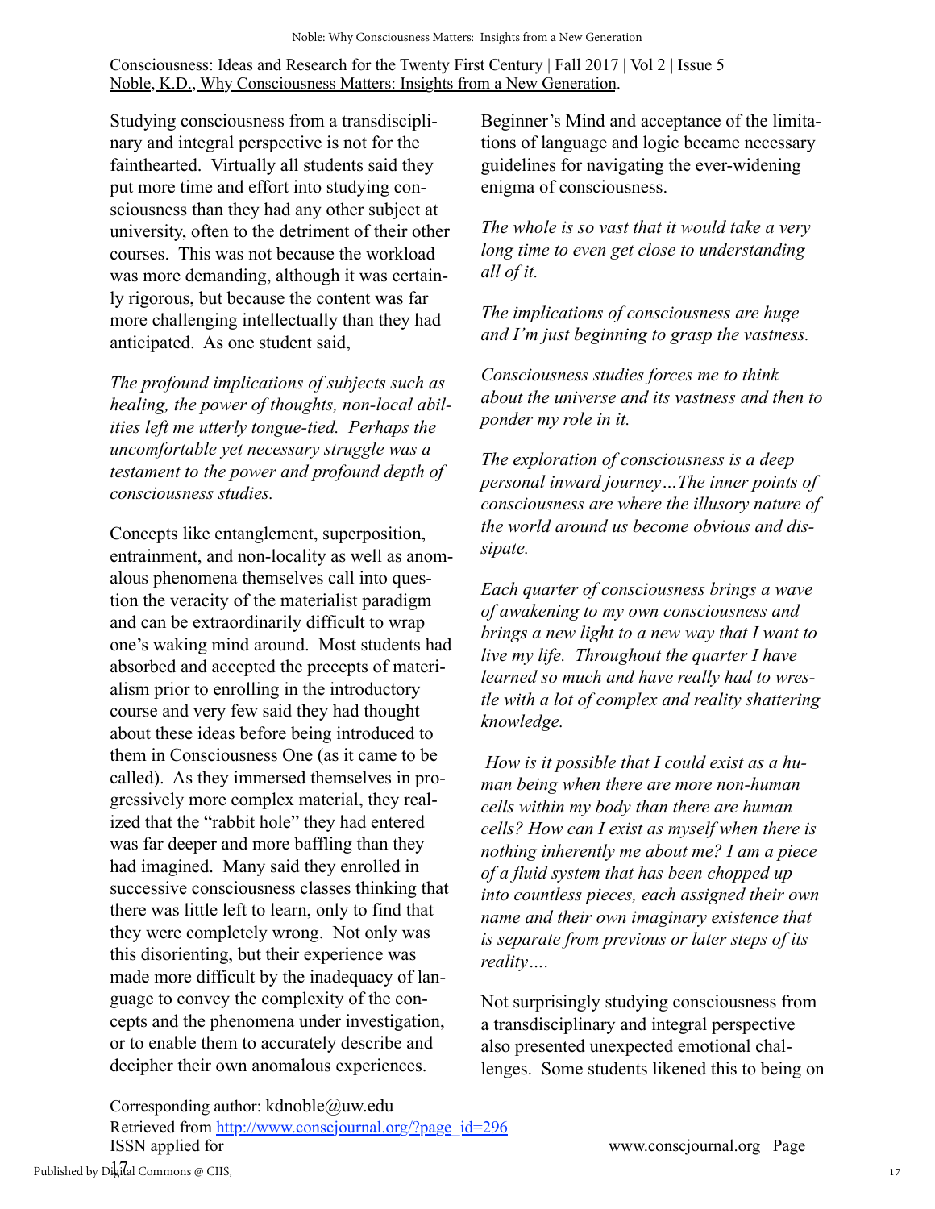Studying consciousness from a transdisciplinary and integral perspective is not for the fainthearted. Virtually all students said they put more time and effort into studying consciousness than they had any other subject at university, often to the detriment of their other courses. This was not because the workload was more demanding, although it was certainly rigorous, but because the content was far more challenging intellectually than they had anticipated. As one student said,

*The profound implications of subjects such as healing, the power of thoughts, non-local abilities left me utterly tongue-tied. Perhaps the uncomfortable yet necessary struggle was a testament to the power and profound depth of consciousness studies.*

Concepts like entanglement, superposition, entrainment, and non-locality as well as anomalous phenomena themselves call into question the veracity of the materialist paradigm and can be extraordinarily difficult to wrap one's waking mind around. Most students had absorbed and accepted the precepts of materialism prior to enrolling in the introductory course and very few said they had thought about these ideas before being introduced to them in Consciousness One (as it came to be called). As they immersed themselves in progressively more complex material, they realized that the "rabbit hole" they had entered was far deeper and more baffling than they had imagined. Many said they enrolled in successive consciousness classes thinking that there was little left to learn, only to find that they were completely wrong. Not only was this disorienting, but their experience was made more difficult by the inadequacy of language to convey the complexity of the concepts and the phenomena under investigation, or to enable them to accurately describe and decipher their own anomalous experiences. Beginner's Mind and acceptance of the limitations of language and logic became necessary guidelines for navigating the ever-widening enigma of consciousness.

*The whole is so vast that it would take a very long time to even get close to understanding all of it.*

*The implications of consciousness are huge and I'm just beginning to grasp the vastness.*

*Consciousness studies forces me to think about the universe and its vastness and then to ponder my role in it.*

*The exploration of consciousness is a deep personal inward journey…The inner points of consciousness are where the illusory nature of the world around us become obvious and dissipate.*

*Each quarter of consciousness brings a wave of awakening to my own consciousness and brings a new light to a new way that I want to live my life. Throughout the quarter I have learned so much and have really had to wrestle with a lot of complex and reality shattering knowledge.*

*How is it possible that I could exist as a human being when there are more non-human cells within my body than there are human cells? How can I exist as myself when there is nothing inherently me about me? I am a piece of a fluid system that has been chopped up into countless pieces, each assigned their own name and their own imaginary existence that is separate from previous or later steps of its reality….*

Not surprisingly studying consciousness from a transdisciplinary and integral perspective also presented unexpected emotional challenges. Some students likened this to being on

Corresponding author: kdnoble@uw.edu
Retrieved from http://www.conscjournal.org/?page_id=296
ISSN applied for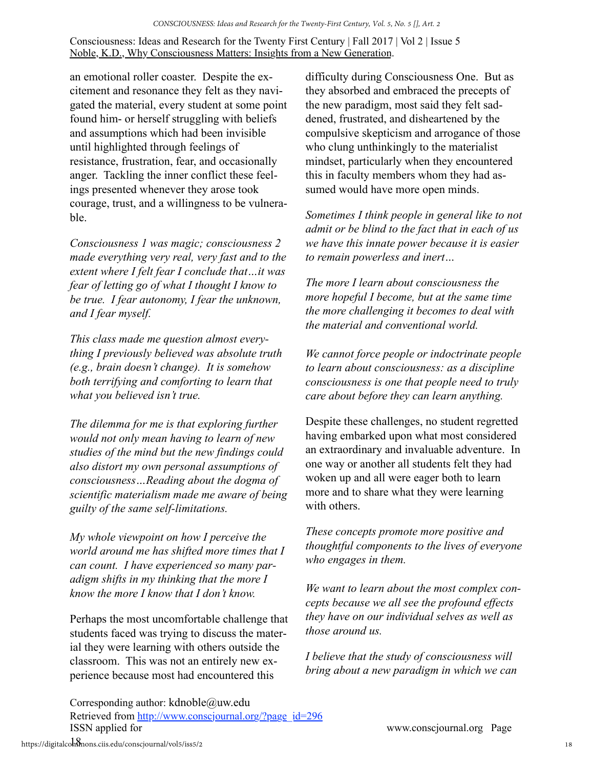an emotional roller coaster. Despite the excitement and resonance they felt as they navigated the material, every student at some point found him- or herself struggling with beliefs and assumptions which had been invisible until highlighted through feelings of resistance, frustration, fear, and occasionally anger. Tackling the inner conflict these feelings presented whenever they arose took courage, trust, and a willingness to be vulnerable.

*Consciousness 1 was magic; consciousness 2 made everything very real, very fast and to the extent where I felt fear I conclude that…it was fear of letting go of what I thought I know to be true. I fear autonomy, I fear the unknown, and I fear myself.*

*This class made me question almost everything I previously believed was absolute truth (e.g., brain doesn't change). It is somehow both terrifying and comforting to learn that what you believed isn't true.*

*The dilemma for me is that exploring further would not only mean having to learn of new studies of the mind but the new findings could also distort my own personal assumptions of consciousness…Reading about the dogma of scientific materialism made me aware of being guilty of the same self-limitations.*

*My whole viewpoint on how I perceive the world around me has shifted more times that I can count. I have experienced so many paradigm shifts in my thinking that the more I know the more I know that I don't know.*

Perhaps the most uncomfortable challenge that students faced was trying to discuss the material they were learning with others outside the classroom. This was not an entirely new experience because most had encountered this difficulty during Consciousness One. But as they absorbed and embraced the precepts of the new paradigm, most said they felt saddened, frustrated, and disheartened by the compulsive skepticism and arrogance of those who clung unthinkingly to the materialist mindset, particularly when they encountered this in faculty members whom they had assumed would have more open minds.

*Sometimes I think people in general like to not admit or be blind to the fact that in each of us we have this innate power because it is easier to remain powerless and inert…*

*The more I learn about consciousness the more hopeful I become, but at the same time the more challenging it becomes to deal with the material and conventional world.*

*We cannot force people or indoctrinate people to learn about consciousness: as a discipline consciousness is one that people need to truly care about before they can learn anything.*

Despite these challenges, no student regretted having embarked upon what most considered an extraordinary and invaluable adventure. In one way or another all students felt they had woken up and all were eager both to learn more and to share what they were learning with others.

*These concepts promote more positive and thoughtful components to the lives of everyone who engages in them.*

*We want to learn about the most complex concepts because we all see the profound effects they have on our individual selves as well as those around us.*

*I believe that the study of consciousness will bring about a new paradigm in which we can*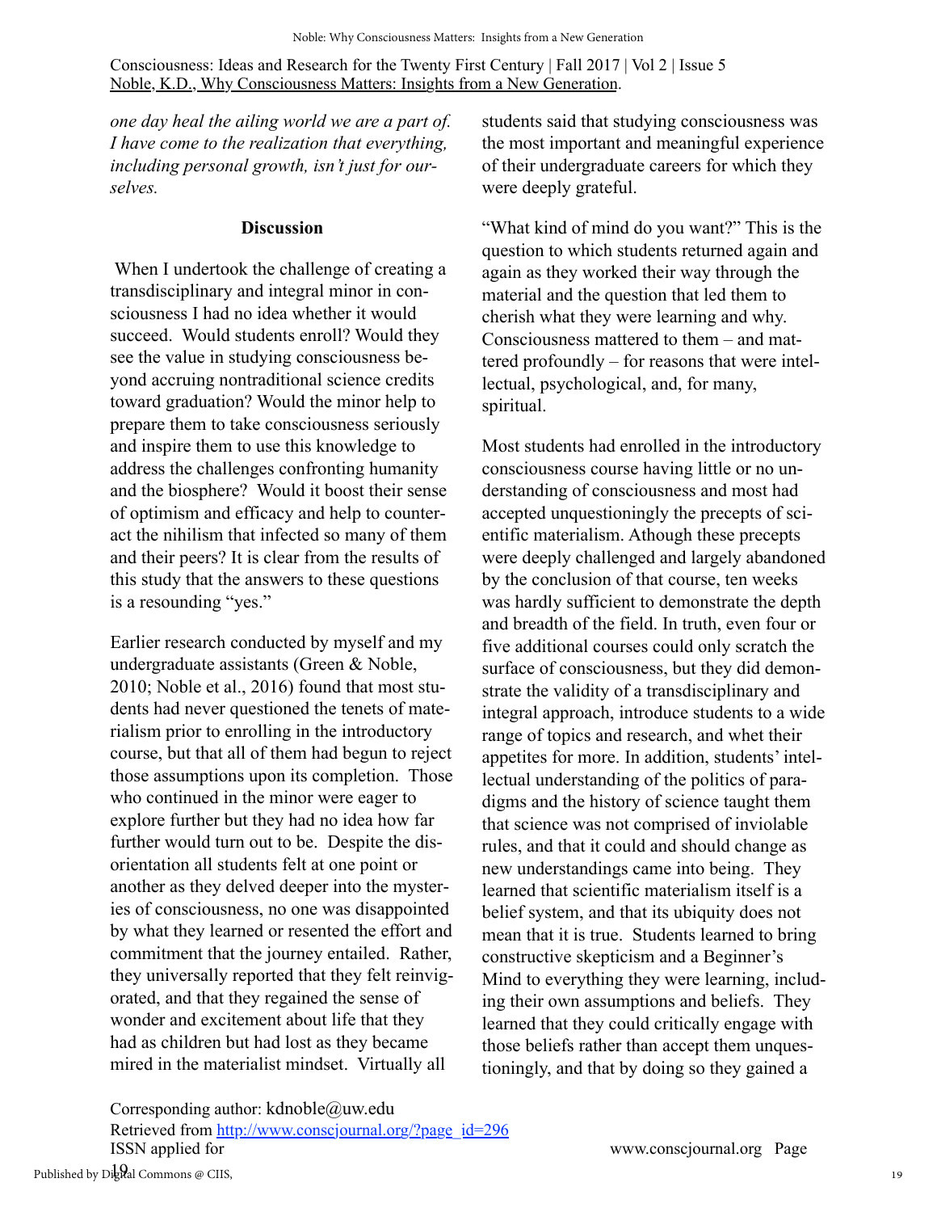*one day heal the ailing world we are a part of. I have come to the realization that everything, including personal growth, isn't just for ourselves.*

### Discussion

When I undertook the challenge of creating a transdisciplinary and integral minor in consciousness I had no idea whether it would succeed. Would students enroll? Would they see the value in studying consciousness beyond accruing nontraditional science credits toward graduation? Would the minor help to prepare them to take consciousness seriously and inspire them to use this knowledge to address the challenges confronting humanity and the biosphere? Would it boost their sense of optimism and efficacy and help to counteract the nihilism that infected so many of them and their peers? It is clear from the results of this study that the answers to these questions is a resounding "yes."

Earlier research conducted by myself and my undergraduate assistants (Green & Noble, 2010; Noble et al., 2016) found that most students had never questioned the tenets of materialism prior to enrolling in the introductory course, but that all of them had begun to reject those assumptions upon its completion. Those who continued in the minor were eager to explore further but they had no idea how far further would turn out to be. Despite the disorientation all students felt at one point or another as they delved deeper into the mysteries of consciousness, no one was disappointed by what they learned or resented the effort and commitment that the journey entailed. Rather, they universally reported that they felt reinvigorated, and that they regained the sense of wonder and excitement about life that they had as children but had lost as they became mired in the materialist mindset. Virtually all students said that studying consciousness was the most important and meaningful experience of their undergraduate careers for which they were deeply grateful.

"What kind of mind do you want?" This is the question to which students returned again and again as they worked their way through the material and the question that led them to cherish what they were learning and why. Consciousness mattered to them – and mattered profoundly – for reasons that were intellectual, psychological, and, for many, spiritual.

Most students had enrolled in the introductory consciousness course having little or no understanding of consciousness and most had accepted unquestioningly the precepts of scientific materialism. Athough these precepts were deeply challenged and largely abandoned by the conclusion of that course, ten weeks was hardly sufficient to demonstrate the depth and breadth of the field. In truth, even four or five additional courses could only scratch the surface of consciousness, but they did demonstrate the validity of a transdisciplinary and integral approach, introduce students to a wide range of topics and research, and whet their appetites for more. In addition, students' intellectual understanding of the politics of paradigms and the history of science taught them that science was not comprised of inviolable rules, and that it could and should change as new understandings came into being. They learned that scientific materialism itself is a belief system, and that its ubiquity does not mean that it is true. Students learned to bring constructive skepticism and a Beginner's Mind to everything they were learning, including their own assumptions and beliefs. They learned that they could critically engage with those beliefs rather than accept them unquestioningly, and that by doing so they gained a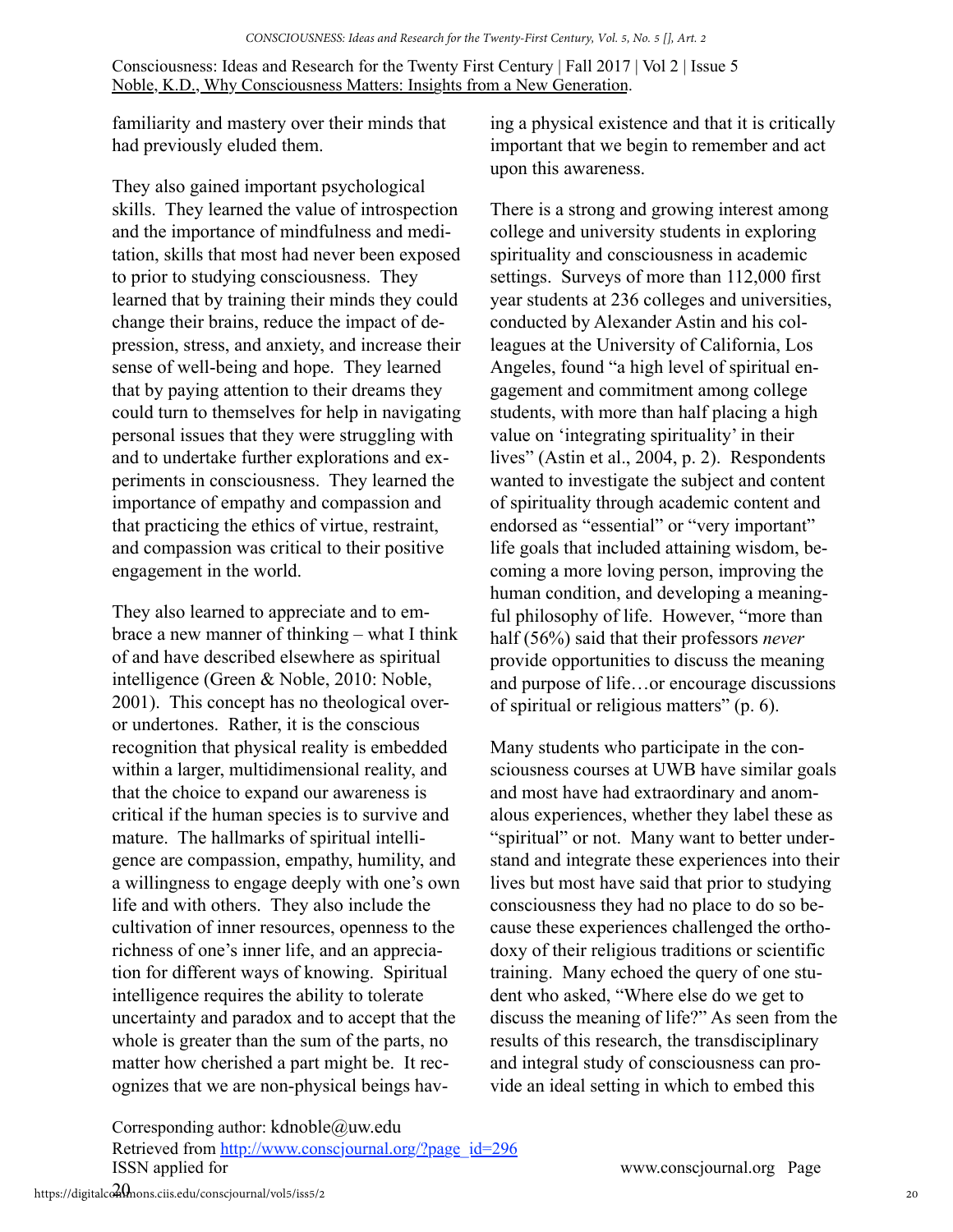familiarity and mastery over their minds that had previously eluded them.

They also gained important psychological skills. They learned the value of introspection and the importance of mindfulness and meditation, skills that most had never been exposed to prior to studying consciousness. They learned that by training their minds they could change their brains, reduce the impact of depression, stress, and anxiety, and increase their sense of well-being and hope. They learned that by paying attention to their dreams they could turn to themselves for help in navigating personal issues that they were struggling with and to undertake further explorations and experiments in consciousness. They learned the importance of empathy and compassion and that practicing the ethics of virtue, restraint, and compassion was critical to their positive engagement in the world.

They also learned to appreciate and to embrace a new manner of thinking – what I think of and have described elsewhere as spiritual intelligence (Green & Noble, 2010: Noble, 2001). This concept has no theological over- or undertones. Rather, it is the conscious recognition that physical reality is embedded within a larger, multidimensional reality, and that the choice to expand our awareness is critical if the human species is to survive and mature. The hallmarks of spiritual intelligence are compassion, empathy, humility, and a willingness to engage deeply with one's own life and with others. They also include the cultivation of inner resources, openness to the richness of one's inner life, and an appreciation for different ways of knowing. Spiritual intelligence requires the ability to tolerate uncertainty and paradox and to accept that the whole is greater than the sum of the parts, no matter how cherished a part might be. It recognizes that we are non-physical beings having a physical existence and that it is critically important that we begin to remember and act upon this awareness.

There is a strong and growing interest among college and university students in exploring spirituality and consciousness in academic settings. Surveys of more than 112,000 first year students at 236 colleges and universities, conducted by Alexander Astin and his colleagues at the University of California, Los Angeles, found "a high level of spiritual engagement and commitment among college students, with more than half placing a high value on 'integrating spirituality' in their lives" (Astin et al., 2004, p. 2). Respondents wanted to investigate the subject and content of spirituality through academic content and endorsed as "essential" or "very important" life goals that included attaining wisdom, becoming a more loving person, improving the human condition, and developing a meaningful philosophy of life. However, "more than half (56%) said that their professors *never* provide opportunities to discuss the meaning and purpose of life…or encourage discussions of spiritual or religious matters" (p. 6).

Many students who participate in the consciousness courses at UWB have similar goals and most have had extraordinary and anomalous experiences, whether they label these as "spiritual" or not. Many want to better understand and integrate these experiences into their lives but most have said that prior to studying consciousness they had no place to do so because these experiences challenged the orthodoxy of their religious traditions or scientific training. Many echoed the query of one student who asked, "Where else do we get to discuss the meaning of life?" As seen from the results of this research, the transdisciplinary and integral study of consciousness can provide an ideal setting in which to embed this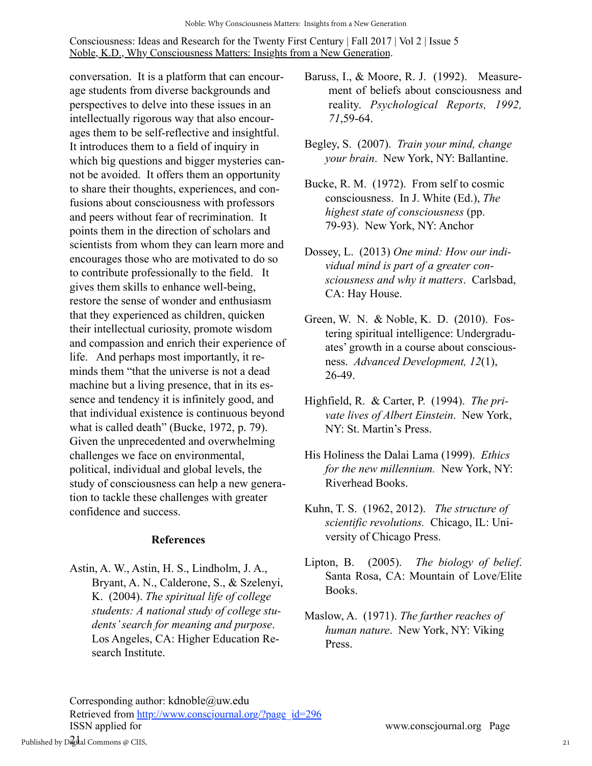conversation. It is a platform that can encourage students from diverse backgrounds and perspectives to delve into these issues in an intellectually rigorous way that also encourages them to be self-reflective and insightful. It introduces them to a field of inquiry in which big questions and bigger mysteries cannot be avoided. It offers them an opportunity to share their thoughts, experiences, and confusions about consciousness with professors and peers without fear of recrimination. It points them in the direction of scholars and scientists from whom they can learn more and encourages those who are motivated to do so to contribute professionally to the field. It gives them skills to enhance well-being, restore the sense of wonder and enthusiasm that they experienced as children, quicken their intellectual curiosity, promote wisdom and compassion and enrich their experience of life. And perhaps most importantly, it reminds them "that the universe is not a dead machine but a living presence, that in its essence and tendency it is infinitely good, and that individual existence is continuous beyond what is called death" (Bucke, 1972, p. 79). Given the unprecedented and overwhelming challenges we face on environmental, political, individual and global levels, the study of consciousness can help a new generation to tackle these challenges with greater confidence and success.

## References

Astin, A. W., Astin, H. S., Lindholm, J. A., Bryant, A. N., Calderone, S., & Szelenyi, K. (2004). *The spiritual life of college students: A national study of college students' search for meaning and purpose*. Los Angeles, CA: Higher Education Research Institute.

Baruss, I., & Moore, R. J. (1992). Measurement of beliefs about consciousness and reality. *Psychological Reports, 1992, 71*,59-64.

Begley, S. (2007). *Train your mind, change your brain*. New York, NY: Ballantine.

Bucke, R. M. (1972). From self to cosmic consciousness. In J. White (Ed.), *The highest state of consciousness* (pp. 79-93). New York, NY: Anchor

Dossey, L. (2013) *One mind: How our individual mind is part of a greater consciousness and why it matters*. Carlsbad, CA: Hay House.

Green, W. N. & Noble, K. D. (2010). Fostering spiritual intelligence: Undergraduates' growth in a course about consciousness. *Advanced Development, 12*(1), 26-49.

Highfield, R. & Carter, P. (1994). *The private lives of Albert Einstein*. New York, NY: St. Martin's Press.

His Holiness the Dalai Lama (1999). *Ethics for the new millennium.* New York, NY: Riverhead Books.

Kuhn, T. S. (1962, 2012). *The structure of scientific revolutions.* Chicago, IL: University of Chicago Press.

Lipton, B. (2005). *The biology of belief*. Santa Rosa, CA: Mountain of Love/Elite Books.

Maslow, A. (1971). *The farther reaches of human nature*. New York, NY: Viking Press.

Corresponding author: kdnoble@uw.edu
Retrieved from http://www.conscjournal.org/?page_id=296
ISSN applied for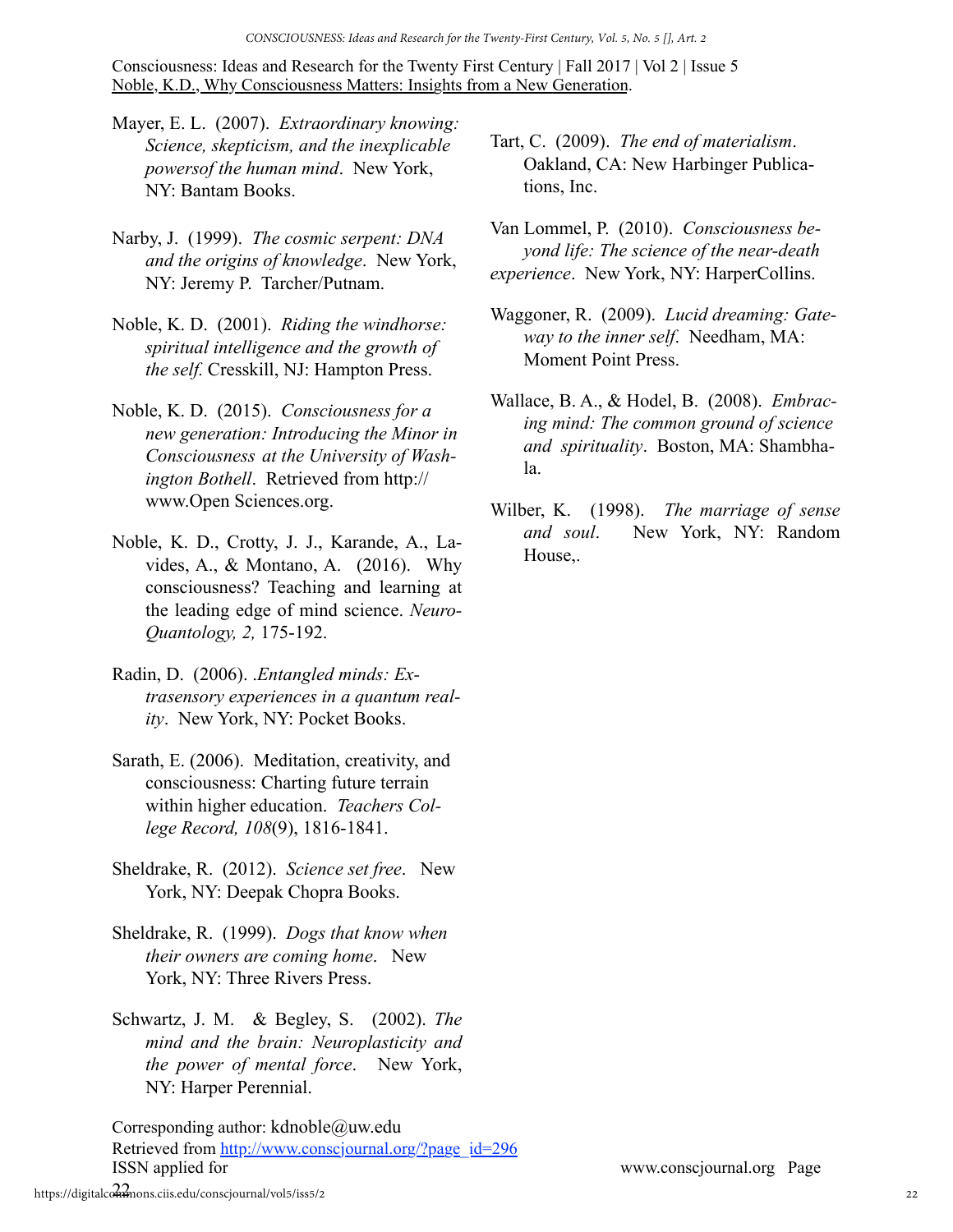Mayer, E. L. (2007). *Extraordinary knowing: Science, skepticism, and the inexplicable powersof the human mind*. New York, NY: Bantam Books.

Narby, J. (1999). *The cosmic serpent: DNA and the origins of knowledge*. New York, NY: Jeremy P. Tarcher/Putnam.

Noble, K. D. (2001). *Riding the windhorse: spiritual intelligence and the growth of the self.* Cresskill, NJ: Hampton Press.

Noble, K. D. (2015). *Consciousness for a new generation: Introducing the Minor in Consciousness at the University of Washington Bothell*. Retrieved from http://www.Open Sciences.org.

Noble, K. D., Crotty, J. J., Karande, A., Lavides, A., & Montano, A. (2016). Why consciousness? Teaching and learning at the leading edge of mind science. *NeuroQuantology, 2,* 175-192.

Radin, D. (2006). .*Entangled minds: Extrasensory experiences in a quantum reality*. New York, NY: Pocket Books.

Sarath, E. (2006). Meditation, creativity, and consciousness: Charting future terrain within higher education. *Teachers College Record, 108*(9), 1816-1841.

Sheldrake, R. (2012). *Science set free*. New York, NY: Deepak Chopra Books.

Sheldrake, R. (1999). *Dogs that know when their owners are coming home*. New York, NY: Three Rivers Press.

Schwartz, J. M. & Begley, S. (2002). *The mind and the brain: Neuroplasticity and the power of mental force*. New York, NY: Harper Perennial.

Tart, C. (2009). *The end of materialism*. Oakland, CA: New Harbinger Publications, Inc.

Van Lommel, P. (2010). *Consciousness beyond life: The science of the near-death experience*. New York, NY: HarperCollins.

Waggoner, R. (2009). *Lucid dreaming: Gateway to the inner self*. Needham, MA: Moment Point Press.

Wallace, B. A., & Hodel, B. (2008). *Embracing mind: The common ground of science and spirituality*. Boston, MA: Shambhala.

Wilber, K. (1998). *The marriage of sense and soul*. New York, NY: Random House,.

Corresponding author: kdnoble@uw.edu
Retrieved from http://www.conscjournal.org/?page_id=296
ISSN applied for